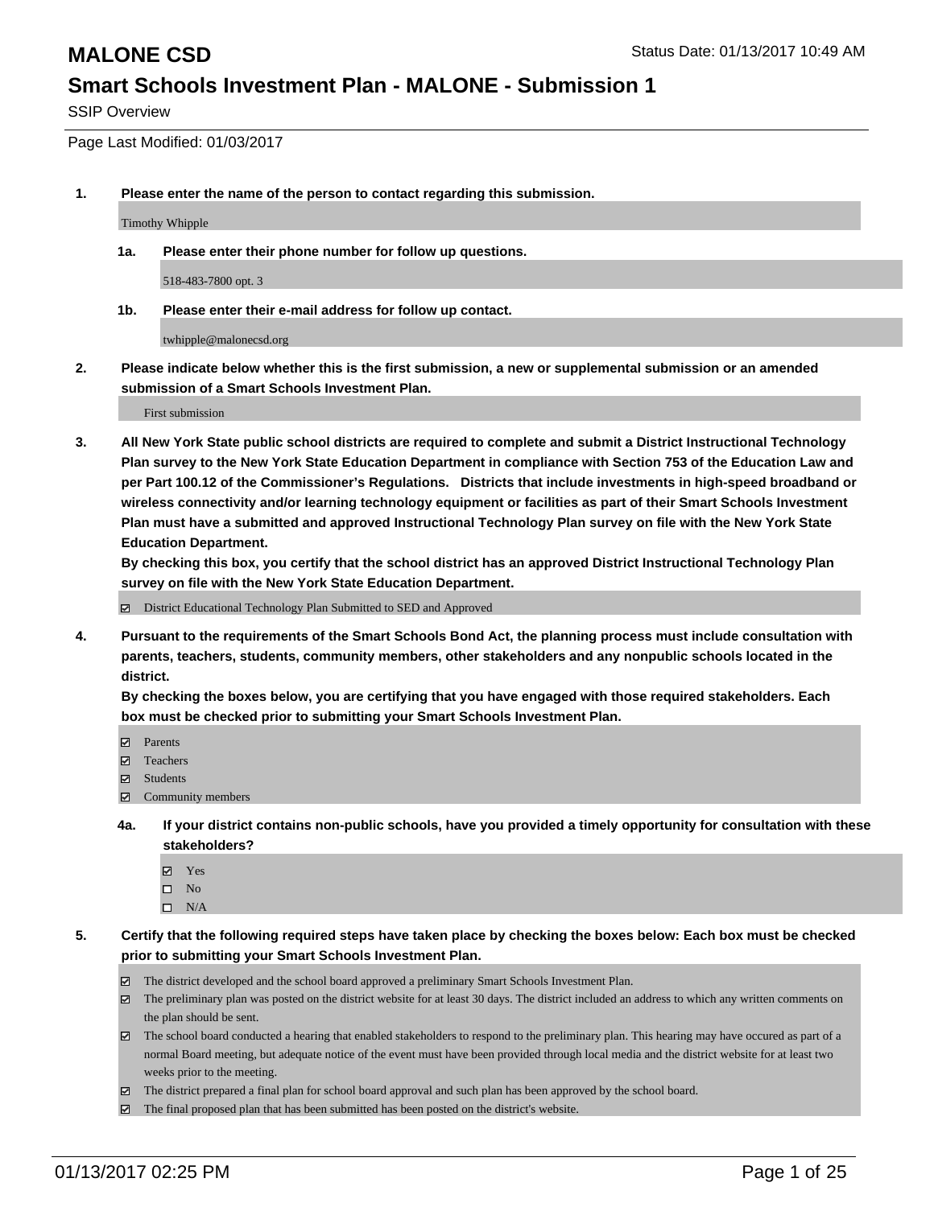# MALONE CSD

Status Date: 01/13/2017 10:49 AM

## Smart Schools Investment Plan - MALONE - Submission 1

SSIP Overview

Page Last Modified: 01/03/2017

**1. Please enter the name of the person to contact regarding this submission.**

Timothy Whipple

**1a. Please enter their phone number for follow up questions.**

518-483-7800 opt. 3

**1b. Please enter their e-mail address for follow up contact.**

twhipple@malonecsd.org

**2. Please indicate below whether this is the first submission, a new or supplemental submission or an amended submission of a Smart Schools Investment Plan.**

First submission

**3. All New York State public school districts are required to complete and submit a District Instructional Technology Plan survey to the New York State Education Department in compliance with Section 753 of the Education Law and per Part 100.12 of the Commissioner's Regulations. Districts that include investments in high-speed broadband or wireless connectivity and/or learning technology equipment or facilities as part of their Smart Schools Investment Plan must have a submitted and approved Instructional Technology Plan survey on file with the New York State Education Department.**

**By checking this box, you certify that the school district has an approved District Instructional Technology Plan survey on file with the New York State Education Department.**

- [x] District Educational Technology Plan Submitted to SED and Approved

**4. Pursuant to the requirements of the Smart Schools Bond Act, the planning process must include consultation with parents, teachers, students, community members, other stakeholders and any nonpublic schools located in the district.**

**By checking the boxes below, you are certifying that you have engaged with those required stakeholders. Each box must be checked prior to submitting your Smart Schools Investment Plan.**

- [x] Parents
- [x] Teachers
- [x] Students
- [x] Community members

**4a. If your district contains non-public schools, have you provided a timely opportunity for consultation with these stakeholders?**

- [x] Yes
- [ ] No
- [ ] N/A

**5. Certify that the following required steps have taken place by checking the boxes below: Each box must be checked prior to submitting your Smart Schools Investment Plan.**

- [x] The district developed and the school board approved a preliminary Smart Schools Investment Plan.
- [x] The preliminary plan was posted on the district website for at least 30 days. The district included an address to which any written comments on the plan should be sent.
- [x] The school board conducted a hearing that enabled stakeholders to respond to the preliminary plan. This hearing may have occured as part of a normal Board meeting, but adequate notice of the event must have been provided through local media and the district website for at least two weeks prior to the meeting.
- [x] The district prepared a final plan for school board approval and such plan has been approved by the school board.
- [x] The final proposed plan that has been submitted has been posted on the district's website.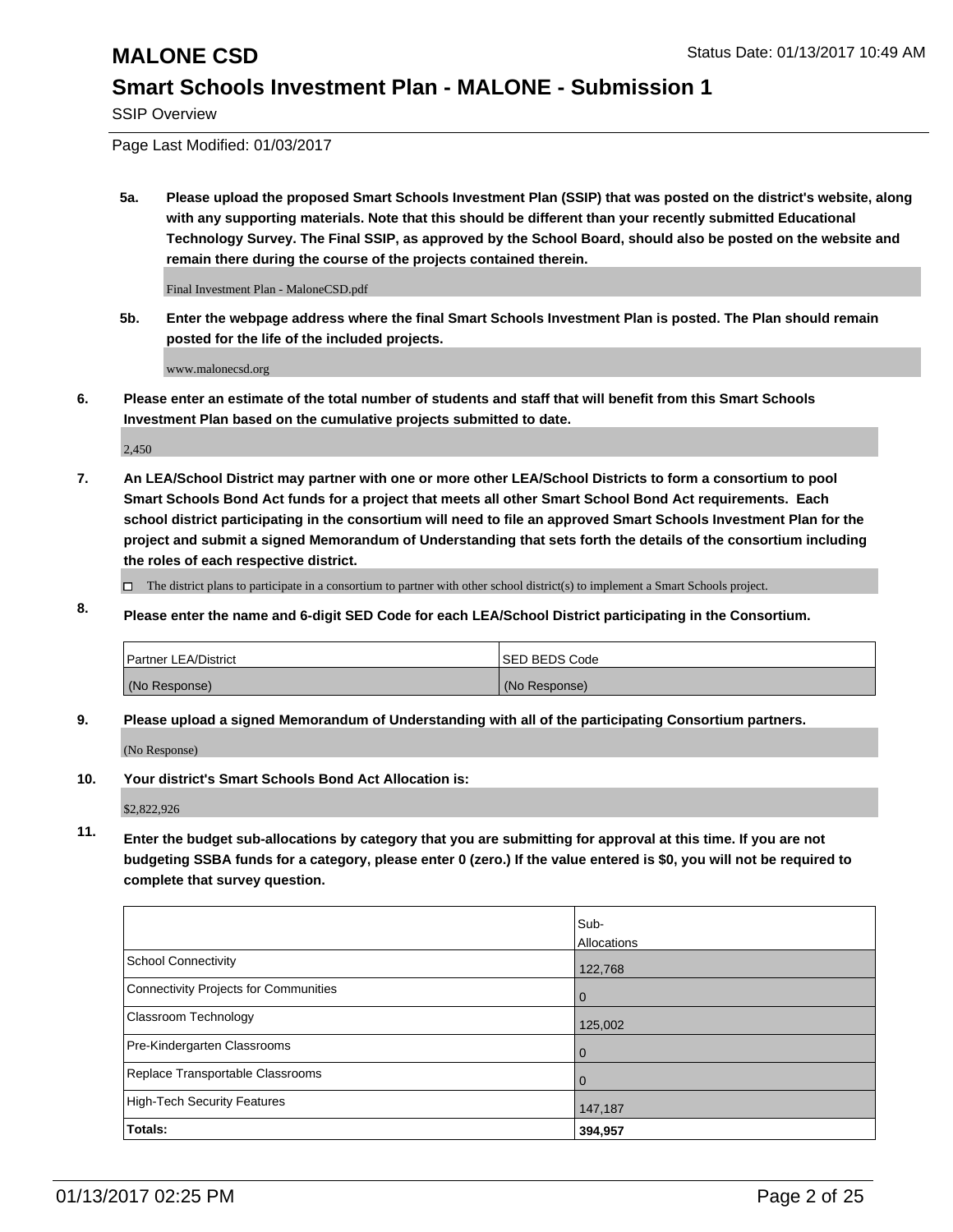# MALONE CSD

Status Date: 01/13/2017 10:49 AM

## Smart Schools Investment Plan - MALONE - Submission 1

SSIP Overview

Page Last Modified: 01/03/2017

**5a. Please upload the proposed Smart Schools Investment Plan (SSIP) that was posted on the district's website, along with any supporting materials. Note that this should be different than your recently submitted Educational Technology Survey. The Final SSIP, as approved by the School Board, should also be posted on the website and remain there during the course of the projects contained therein.**

Final Investment Plan - MaloneCSD.pdf

**5b. Enter the webpage address where the final Smart Schools Investment Plan is posted. The Plan should remain posted for the life of the included projects.**

www.malonecsd.org

**6. Please enter an estimate of the total number of students and staff that will benefit from this Smart Schools Investment Plan based on the cumulative projects submitted to date.**

2,450

**7. An LEA/School District may partner with one or more other LEA/School Districts to form a consortium to pool Smart Schools Bond Act funds for a project that meets all other Smart School Bond Act requirements. Each school district participating in the consortium will need to file an approved Smart Schools Investment Plan for the project and submit a signed Memorandum of Understanding that sets forth the details of the consortium including the roles of each respective district.**

☐ The district plans to participate in a consortium to partner with other school district(s) to implement a Smart Schools project.

**8. Please enter the name and 6-digit SED Code for each LEA/School District participating in the Consortium.**

| Partner LEA/District | SED BEDS Code |
|---|---|
| (No Response) | (No Response) |

**9. Please upload a signed Memorandum of Understanding with all of the participating Consortium partners.**

(No Response)

**10. Your district's Smart Schools Bond Act Allocation is:**

$2,822,926

**11. Enter the budget sub-allocations by category that you are submitting for approval at this time. If you are not budgeting SSBA funds for a category, please enter 0 (zero.) If the value entered is $0, you will not be required to complete that survey question.**

| | Sub-Allocations |
|---|---|
| School Connectivity | 122,768 |
| Connectivity Projects for Communities | 0 |
| Classroom Technology | 125,002 |
| Pre-Kindergarten Classrooms | 0 |
| Replace Transportable Classrooms | 0 |
| High-Tech Security Features | 147,187 |
| **Totals:** | **394,957** |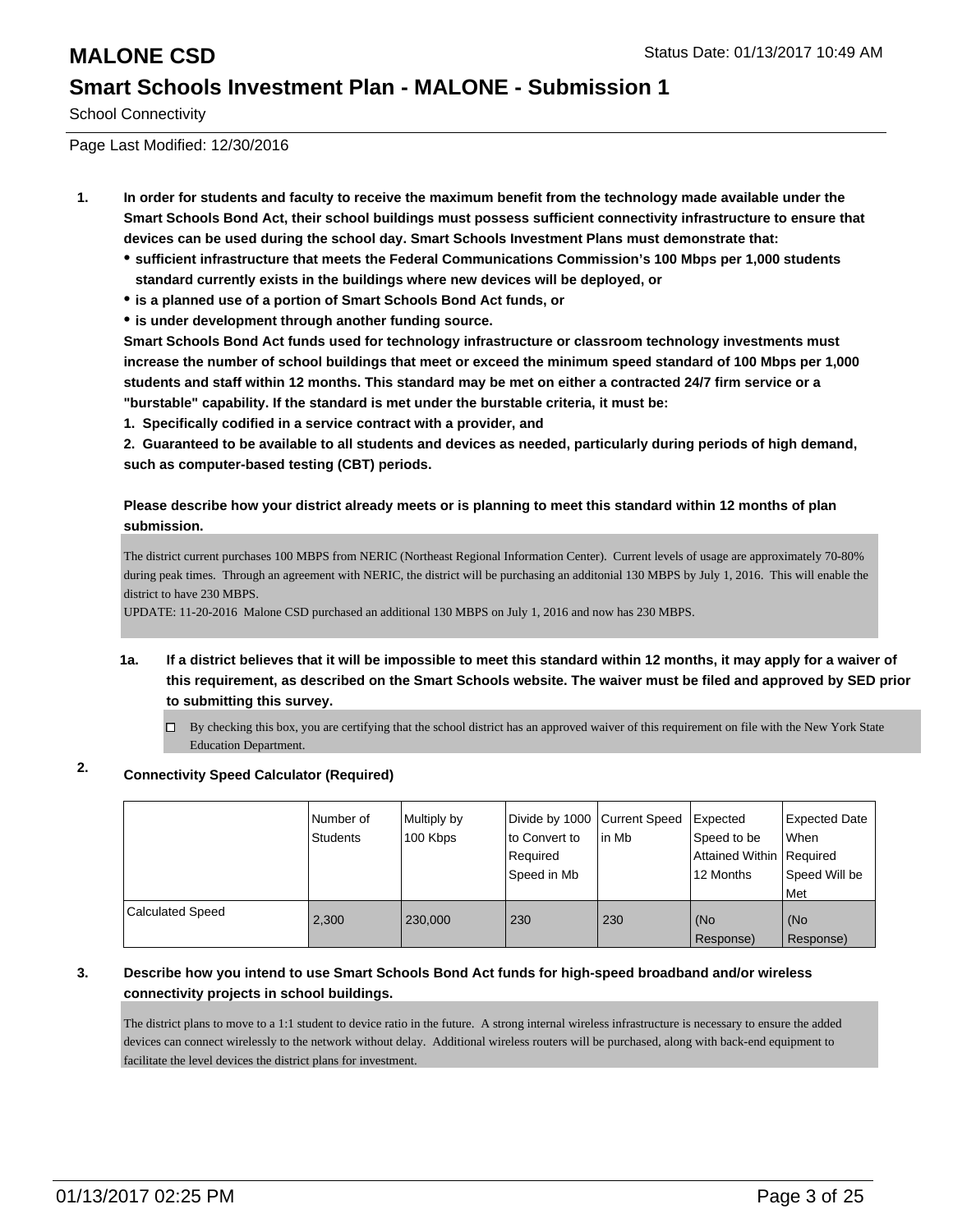# MALONE CSD

Status Date: 01/13/2017 10:49 AM

## Smart Schools Investment Plan - MALONE - Submission 1

School Connectivity

Page Last Modified: 12/30/2016

**1. In order for students and faculty to receive the maximum benefit from the technology made available under the Smart Schools Bond Act, their school buildings must possess sufficient connectivity infrastructure to ensure that devices can be used during the school day. Smart Schools Investment Plans must demonstrate that:**

- **sufficient infrastructure that meets the Federal Communications Commission's 100 Mbps per 1,000 students standard currently exists in the buildings where new devices will be deployed, or**
- **is a planned use of a portion of Smart Schools Bond Act funds, or**
- **is under development through another funding source.**

**Smart Schools Bond Act funds used for technology infrastructure or classroom technology investments must increase the number of school buildings that meet or exceed the minimum speed standard of 100 Mbps per 1,000 students and staff within 12 months. This standard may be met on either a contracted 24/7 firm service or a "burstable" capability. If the standard is met under the burstable criteria, it must be:**

**1. Specifically codified in a service contract with a provider, and**

**2. Guaranteed to be available to all students and devices as needed, particularly during periods of high demand, such as computer-based testing (CBT) periods.**

**Please describe how your district already meets or is planning to meet this standard within 12 months of plan submission.**

The district current purchases 100 MBPS from NERIC (Northeast Regional Information Center). Current levels of usage are approximately 70-80% during peak times. Through an agreement with NERIC, the district will be purchasing an additonial 130 MBPS by July 1, 2016. This will enable the district to have 230 MBPS.
UPDATE: 11-20-2016 Malone CSD purchased an additional 130 MBPS on July 1, 2016 and now has 230 MBPS.

**1a. If a district believes that it will be impossible to meet this standard within 12 months, it may apply for a waiver of this requirement, as described on the Smart Schools website. The waiver must be filed and approved by SED prior to submitting this survey.**

☐ By checking this box, you are certifying that the school district has an approved waiver of this requirement on file with the New York State Education Department.

**2. Connectivity Speed Calculator (Required)**

| | Number of Students | Multiply by 100 Kbps | Divide by 1000 to Convert to Required Speed in Mb | Current Speed in Mb | Expected Speed to be Attained Within 12 Months | Expected Date When Required Speed Will be Met |
|---|---|---|---|---|---|---|
| Calculated Speed | 2,300 | 230,000 | 230 | 230 | (No Response) | (No Response) |

**3. Describe how you intend to use Smart Schools Bond Act funds for high-speed broadband and/or wireless connectivity projects in school buildings.**

The district plans to move to a 1:1 student to device ratio in the future. A strong internal wireless infrastructure is necessary to ensure the added devices can connect wirelessly to the network without delay. Additional wireless routers will be purchased, along with back-end equipment to facilitate the level devices the district plans for investment.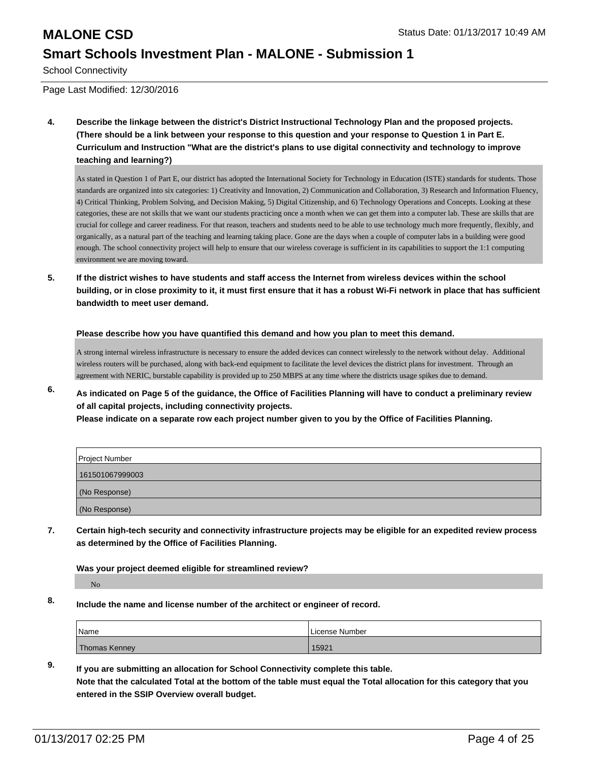School Connectivity

Page Last Modified: 12/30/2016

**4. Describe the linkage between the district's District Instructional Technology Plan and the proposed projects. (There should be a link between your response to this question and your response to Question 1 in Part E. Curriculum and Instruction "What are the district's plans to use digital connectivity and technology to improve teaching and learning?)**

As stated in Question 1 of Part E, our district has adopted the International Society for Technology in Education (ISTE) standards for students. Those standards are organized into six categories: 1) Creativity and Innovation, 2) Communication and Collaboration, 3) Research and Information Fluency, 4) Critical Thinking, Problem Solving, and Decision Making, 5) Digital Citizenship, and 6) Technology Operations and Concepts. Looking at these categories, these are not skills that we want our students practicing once a month when we can get them into a computer lab. These are skills that are crucial for college and career readiness. For that reason, teachers and students need to be able to use technology much more frequently, flexibly, and organically, as a natural part of the teaching and learning taking place. Gone are the days when a couple of computer labs in a building were good enough. The school connectivity project will help to ensure that our wireless coverage is sufficient in its capabilities to support the 1:1 computing environment we are moving toward.

**5. If the district wishes to have students and staff access the Internet from wireless devices within the school building, or in close proximity to it, it must first ensure that it has a robust Wi-Fi network in place that has sufficient bandwidth to meet user demand.**

**Please describe how you have quantified this demand and how you plan to meet this demand.**

A strong internal wireless infrastructure is necessary to ensure the added devices can connect wirelessly to the network without delay. Additional wireless routers will be purchased, along with back-end equipment to facilitate the level devices the district plans for investment. Through an agreement with NERIC, burstable capability is provided up to 250 MBPS at any time where the districts usage spikes due to demand.

**6. As indicated on Page 5 of the guidance, the Office of Facilities Planning will have to conduct a preliminary review of all capital projects, including connectivity projects.**
**Please indicate on a separate row each project number given to you by the Office of Facilities Planning.**

| Project Number |
|---|
| 161501067999003 |
| (No Response) |
| (No Response) |

**7. Certain high-tech security and connectivity infrastructure projects may be eligible for an expedited review process as determined by the Office of Facilities Planning.**

**Was your project deemed eligible for streamlined review?**

No

**8. Include the name and license number of the architect or engineer of record.**

| Name | License Number |
|---|---|
| Thomas Kenney | 15921 |

**9. If you are submitting an allocation for School Connectivity complete this table.**
**Note that the calculated Total at the bottom of the table must equal the Total allocation for this category that you entered in the SSIP Overview overall budget.**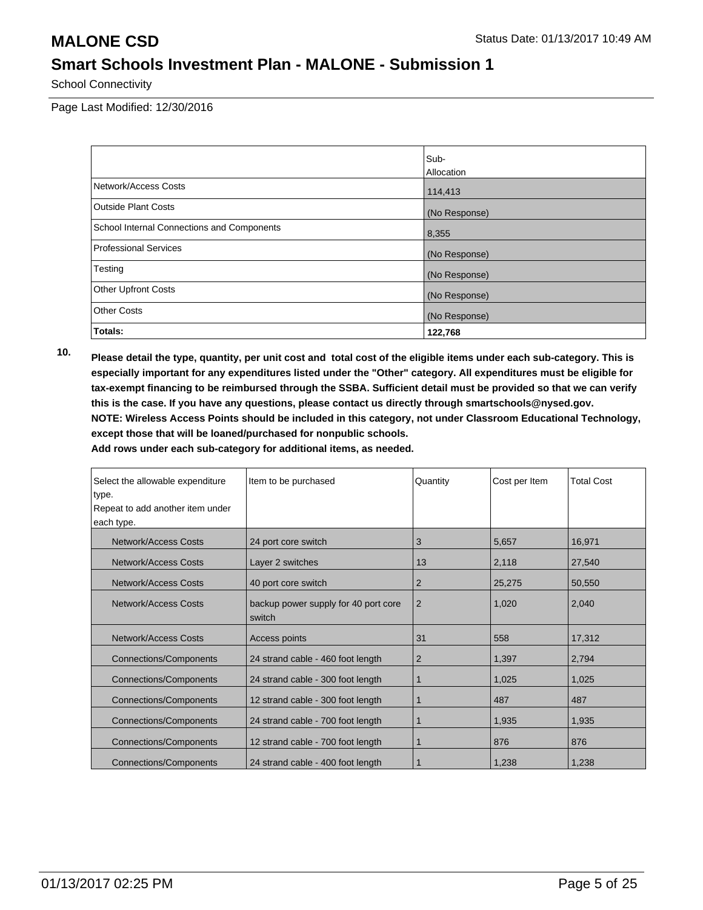# MALONE CSD

Status Date: 01/13/2017 10:49 AM

## Smart Schools Investment Plan - MALONE - Submission 1

School Connectivity

Page Last Modified: 12/30/2016

| | Sub-Allocation |
|---|---|
| Network/Access Costs | 114,413 |
| Outside Plant Costs | (No Response) |
| School Internal Connections and Components | 8,355 |
| Professional Services | (No Response) |
| Testing | (No Response) |
| Other Upfront Costs | (No Response) |
| Other Costs | (No Response) |
| **Totals:** | **122,768** |

**10. Please detail the type, quantity, per unit cost and total cost of the eligible items under each sub-category. This is especially important for any expenditures listed under the "Other" category. All expenditures must be eligible for tax-exempt financing to be reimbursed through the SSBA. Sufficient detail must be provided so that we can verify this is the case. If you have any questions, please contact us directly through smartschools@nysed.gov.**
**NOTE: Wireless Access Points should be included in this category, not under Classroom Educational Technology, except those that will be loaned/purchased for nonpublic schools.**
**Add rows under each sub-category for additional items, as needed.**

| Select the allowable expenditure type. Repeat to add another item under each type. | Item to be purchased | Quantity | Cost per Item | Total Cost |
|---|---|---|---|---|
| Network/Access Costs | 24 port core switch | 3 | 5,657 | 16,971 |
| Network/Access Costs | Layer 2 switches | 13 | 2,118 | 27,540 |
| Network/Access Costs | 40 port core switch | 2 | 25,275 | 50,550 |
| Network/Access Costs | backup power supply for 40 port core switch | 2 | 1,020 | 2,040 |
| Network/Access Costs | Access points | 31 | 558 | 17,312 |
| Connections/Components | 24 strand cable - 460 foot length | 2 | 1,397 | 2,794 |
| Connections/Components | 24 strand cable - 300 foot length | 1 | 1,025 | 1,025 |
| Connections/Components | 12 strand cable - 300 foot length | 1 | 487 | 487 |
| Connections/Components | 24 strand cable - 700 foot length | 1 | 1,935 | 1,935 |
| Connections/Components | 12 strand cable - 700 foot length | 1 | 876 | 876 |
| Connections/Components | 24 strand cable - 400 foot length | 1 | 1,238 | 1,238 |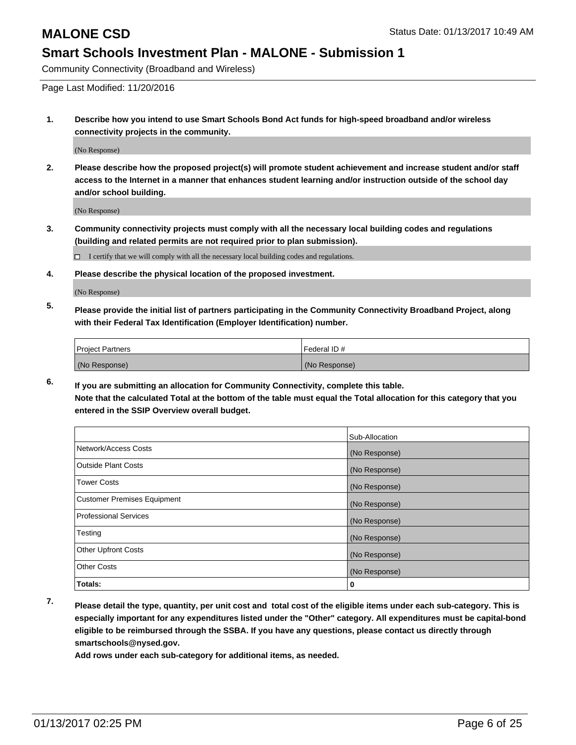# MALONE CSD

Status Date: 01/13/2017 10:49 AM

## Smart Schools Investment Plan - MALONE - Submission 1

Community Connectivity (Broadband and Wireless)

Page Last Modified: 11/20/2016

1. **Describe how you intend to use Smart Schools Bond Act funds for high-speed broadband and/or wireless connectivity projects in the community.**

   (No Response)

2. **Please describe how the proposed project(s) will promote student achievement and increase student and/or staff access to the Internet in a manner that enhances student learning and/or instruction outside of the school day and/or school building.**

   (No Response)

3. **Community connectivity projects must comply with all the necessary local building codes and regulations (building and related permits are not required prior to plan submission).**

   ☐ I certify that we will comply with all the necessary local building codes and regulations.

4. **Please describe the physical location of the proposed investment.**

   (No Response)

5. **Please provide the initial list of partners participating in the Community Connectivity Broadband Project, along with their Federal Tax Identification (Employer Identification) number.**

| Project Partners | Federal ID # |
|---|---|
| (No Response) | (No Response) |

6. **If you are submitting an allocation for Community Connectivity, complete this table.**
   **Note that the calculated Total at the bottom of the table must equal the Total allocation for this category that you entered in the SSIP Overview overall budget.**

| | Sub-Allocation |
|---|---|
| Network/Access Costs | (No Response) |
| Outside Plant Costs | (No Response) |
| Tower Costs | (No Response) |
| Customer Premises Equipment | (No Response) |
| Professional Services | (No Response) |
| Testing | (No Response) |
| Other Upfront Costs | (No Response) |
| Other Costs | (No Response) |
| **Totals:** | **0** |

7. **Please detail the type, quantity, per unit cost and total cost of the eligible items under each sub-category. This is especially important for any expenditures listed under the "Other" category. All expenditures must be capital-bond eligible to be reimbursed through the SSBA. If you have any questions, please contact us directly through smartschools@nysed.gov.**

   **Add rows under each sub-category for additional items, as needed.**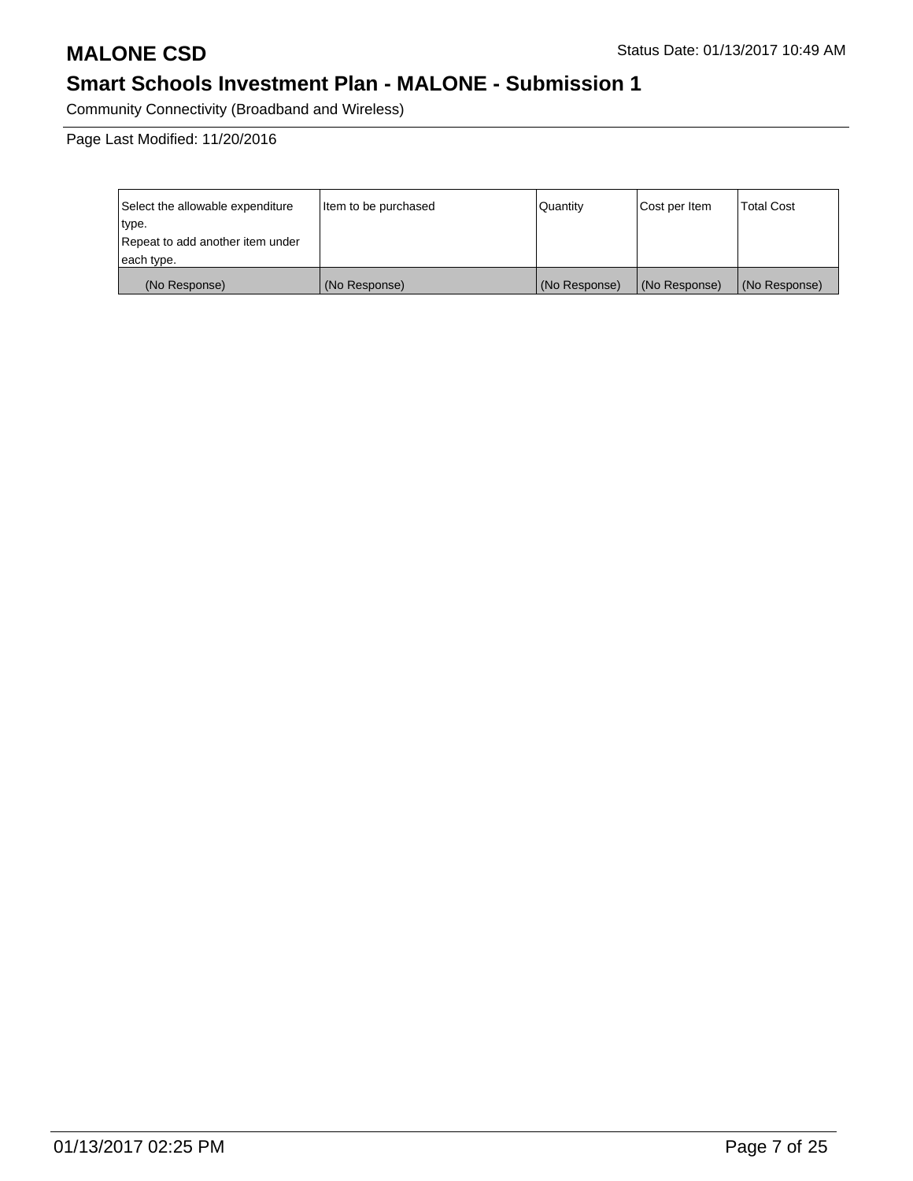# MALONE CSD

Status Date: 01/13/2017 10:49 AM

## Smart Schools Investment Plan - MALONE - Submission 1

Community Connectivity (Broadband and Wireless)

Page Last Modified: 11/20/2016

| Select the allowable expenditure type. Repeat to add another item under each type. | Item to be purchased | Quantity | Cost per Item | Total Cost |
| --- | --- | --- | --- | --- |
| (No Response) | (No Response) | (No Response) | (No Response) | (No Response) |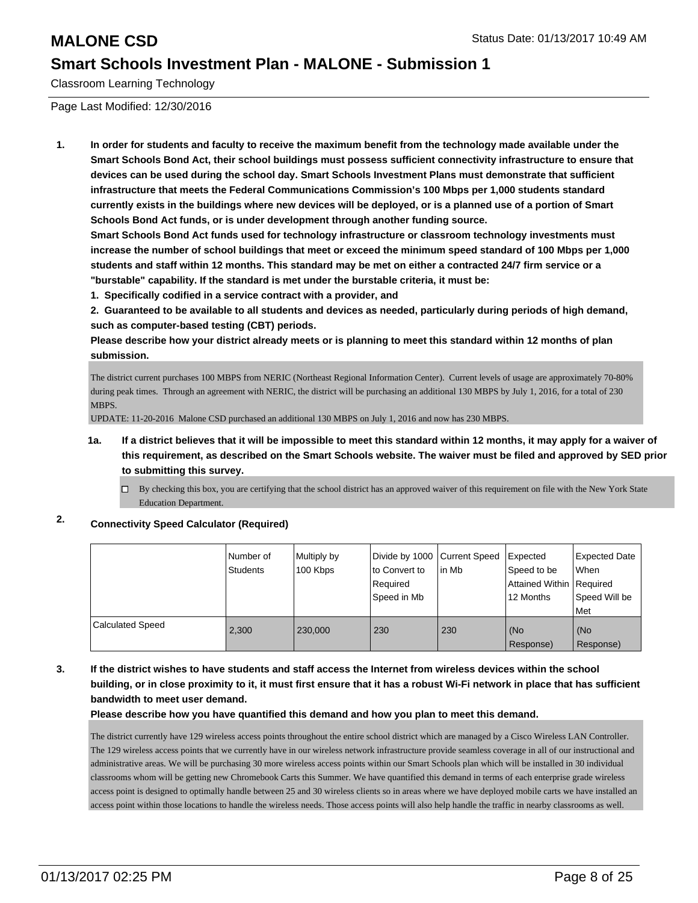# MALONE CSD

Status Date: 01/13/2017 10:49 AM

## Smart Schools Investment Plan - MALONE - Submission 1

Classroom Learning Technology

Page Last Modified: 12/30/2016

**1. In order for students and faculty to receive the maximum benefit from the technology made available under the Smart Schools Bond Act, their school buildings must possess sufficient connectivity infrastructure to ensure that devices can be used during the school day. Smart Schools Investment Plans must demonstrate that sufficient infrastructure that meets the Federal Communications Commission's 100 Mbps per 1,000 students standard currently exists in the buildings where new devices will be deployed, or is a planned use of a portion of Smart Schools Bond Act funds, or is under development through another funding source.**
**Smart Schools Bond Act funds used for technology infrastructure or classroom technology investments must increase the number of school buildings that meet or exceed the minimum speed standard of 100 Mbps per 1,000 students and staff within 12 months. This standard may be met on either a contracted 24/7 firm service or a "burstable" capability. If the standard is met under the burstable criteria, it must be:**
**1. Specifically codified in a service contract with a provider, and**
**2. Guaranteed to be available to all students and devices as needed, particularly during periods of high demand, such as computer-based testing (CBT) periods.**
**Please describe how your district already meets or is planning to meet this standard within 12 months of plan submission.**

The district current purchases 100 MBPS from NERIC (Northeast Regional Information Center). Current levels of usage are approximately 70-80% during peak times. Through an agreement with NERIC, the district will be purchasing an additional 130 MBPS by July 1, 2016, for a total of 230 MBPS.
UPDATE: 11-20-2016 Malone CSD purchased an additional 130 MBPS on July 1, 2016 and now has 230 MBPS.

**1a. If a district believes that it will be impossible to meet this standard within 12 months, it may apply for a waiver of this requirement, as described on the Smart Schools website. The waiver must be filed and approved by SED prior to submitting this survey.**

☐ By checking this box, you are certifying that the school district has an approved waiver of this requirement on file with the New York State Education Department.

**2. Connectivity Speed Calculator (Required)**

| | Number of Students | Multiply by 100 Kbps | Divide by 1000 to Convert to Required Speed in Mb | Current Speed in Mb | Expected Speed to be Attained Within 12 Months | Expected Date When Required Speed Will be Met |
|---|---|---|---|---|---|---|
| Calculated Speed | 2,300 | 230,000 | 230 | 230 | (No Response) | (No Response) |

**3. If the district wishes to have students and staff access the Internet from wireless devices within the school building, or in close proximity to it, it must first ensure that it has a robust Wi-Fi network in place that has sufficient bandwidth to meet user demand.**
**Please describe how you have quantified this demand and how you plan to meet this demand.**

The district currently have 129 wireless access points throughout the entire school district which are managed by a Cisco Wireless LAN Controller. The 129 wireless access points that we currently have in our wireless network infrastructure provide seamless coverage in all of our instructional and administrative areas. We will be purchasing 30 more wireless access points within our Smart Schools plan which will be installed in 30 individual classrooms whom will be getting new Chromebook Carts this Summer. We have quantified this demand in terms of each enterprise grade wireless access point is designed to optimally handle between 25 and 30 wireless clients so in areas where we have deployed mobile carts we have installed an access point within those locations to handle the wireless needs. Those access points will also help handle the traffic in nearby classrooms as well.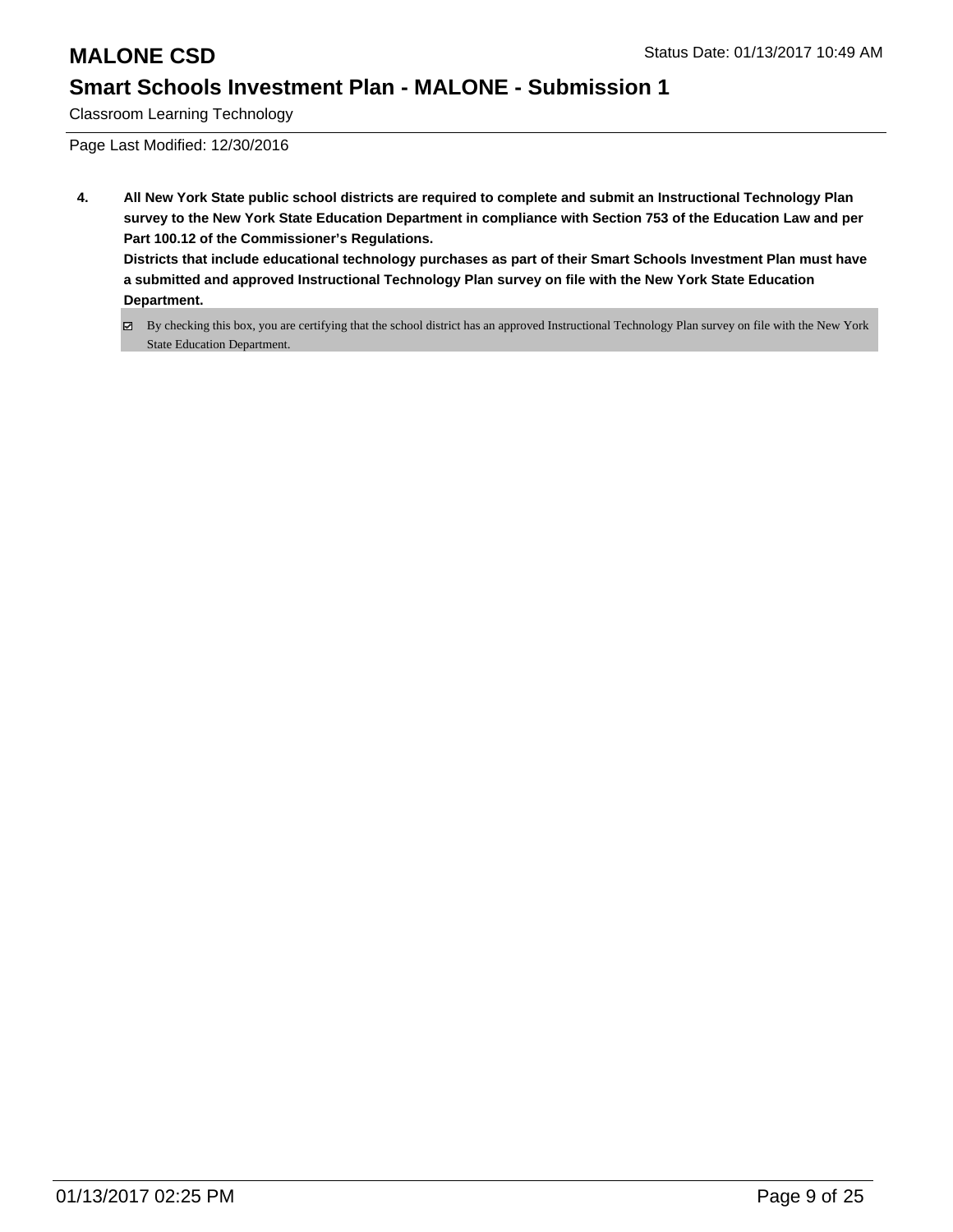**4. All New York State public school districts are required to complete and submit an Instructional Technology Plan survey to the New York State Education Department in compliance with Section 753 of the Education Law and per Part 100.12 of the Commissioner's Regulations.**

**Districts that include educational technology purchases as part of their Smart Schools Investment Plan must have a submitted and approved Instructional Technology Plan survey on file with the New York State Education Department.**

- [x] By checking this box, you are certifying that the school district has an approved Instructional Technology Plan survey on file with the New York State Education Department.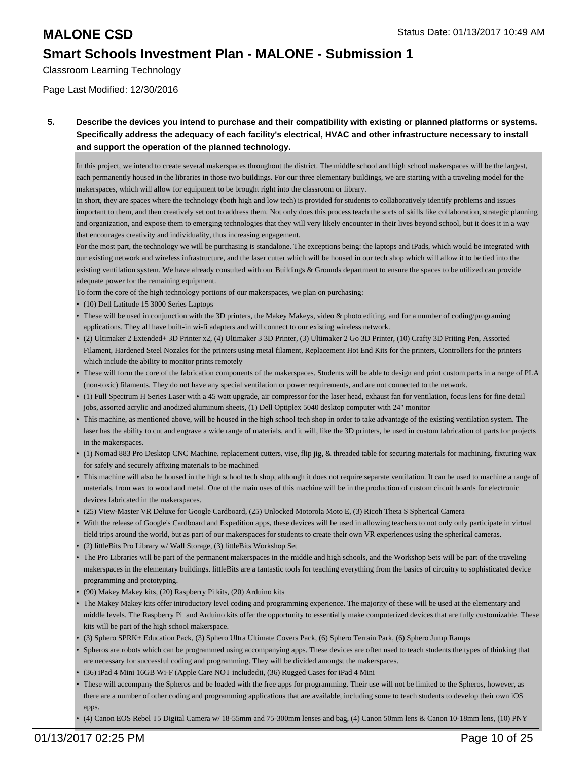Classroom Learning Technology

Page Last Modified: 12/30/2016

**5. Describe the devices you intend to purchase and their compatibility with existing or planned platforms or systems. Specifically address the adequacy of each facility's electrical, HVAC and other infrastructure necessary to install and support the operation of the planned technology.**

In this project, we intend to create several makerspaces throughout the district. The middle school and high school makerspaces will be the largest, each permanently housed in the libraries in those two buildings. For our three elementary buildings, we are starting with a traveling model for the makerspaces, which will allow for equipment to be brought right into the classroom or library.

In short, they are spaces where the technology (both high and low tech) is provided for students to collaboratively identify problems and issues important to them, and then creatively set out to address them. Not only does this process teach the sorts of skills like collaboration, strategic planning and organization, and expose them to emerging technologies that they will very likely encounter in their lives beyond school, but it does it in a way that encourages creativity and individuality, thus increasing engagement.

For the most part, the technology we will be purchasing is standalone. The exceptions being: the laptops and iPads, which would be integrated with our existing network and wireless infrastructure, and the laser cutter which will be housed in our tech shop which will allow it to be tied into the existing ventilation system. We have already consulted with our Buildings & Grounds department to ensure the spaces to be utilized can provide adequate power for the remaining equipment.

To form the core of the high technology portions of our makerspaces, we plan on purchasing:

- (10) Dell Latitude 15 3000 Series Laptops
- These will be used in conjunction with the 3D printers, the Makey Makeys, video & photo editing, and for a number of coding/programing applications. They all have built-in wi-fi adapters and will connect to our existing wireless network.
- (2) Ultimaker 2 Extended+ 3D Printer x2, (4) Ultimaker 3 3D Printer, (3) Ultimaker 2 Go 3D Printer, (10) Crafty 3D Priting Pen, Assorted Filament, Hardened Steel Nozzles for the printers using metal filament, Replacement Hot End Kits for the printers, Controllers for the printers which include the ability to monitor prints remotely
- These will form the core of the fabrication components of the makerspaces. Students will be able to design and print custom parts in a range of PLA (non-toxic) filaments. They do not have any special ventilation or power requirements, and are not connected to the network.
- (1) Full Spectrum H Series Laser with a 45 watt upgrade, air compressor for the laser head, exhaust fan for ventilation, focus lens for fine detail jobs, assorted acrylic and anodized aluminum sheets, (1) Dell Optiplex 5040 desktop computer with 24" monitor
- This machine, as mentioned above, will be housed in the high school tech shop in order to take advantage of the existing ventilation system. The laser has the ability to cut and engrave a wide range of materials, and it will, like the 3D printers, be used in custom fabrication of parts for projects in the makerspaces.
- (1) Nomad 883 Pro Desktop CNC Machine, replacement cutters, vise, flip jig, & threaded table for securing materials for machining, fixturing wax for safely and securely affixing materials to be machined
- This machine will also be housed in the high school tech shop, although it does not require separate ventilation. It can be used to machine a range of materials, from wax to wood and metal. One of the main uses of this machine will be in the production of custom circuit boards for electronic devices fabricated in the makerspaces.
- (25) View-Master VR Deluxe for Google Cardboard, (25) Unlocked Motorola Moto E, (3) Ricoh Theta S Spherical Camera
- With the release of Google's Cardboard and Expedition apps, these devices will be used in allowing teachers to not only only participate in virtual field trips around the world, but as part of our makerspaces for students to create their own VR experiences using the spherical cameras.
- (2) littleBits Pro Library w/ Wall Storage, (3) littleBits Workshop Set
- The Pro Libraries will be part of the permanent makerspaces in the middle and high schools, and the Workshop Sets will be part of the traveling makerspaces in the elementary buildings. littleBits are a fantastic tools for teaching everything from the basics of circuitry to sophisticated device programming and prototyping.
- (90) Makey Makey kits, (20) Raspberry Pi kits, (20) Arduino kits
- The Makey Makey kits offer introductory level coding and programming experience. The majority of these will be used at the elementary and middle levels. The Raspberry Pi and Arduino kits offer the opportunity to essentially make computerized devices that are fully customizable. These kits will be part of the high school makerspace.
- (3) Sphero SPRK+ Education Pack, (3) Sphero Ultra Ultimate Covers Pack, (6) Sphero Terrain Park, (6) Sphero Jump Ramps
- Spheros are robots which can be programmed using accompanying apps. These devices are often used to teach students the types of thinking that are necessary for successful coding and programming. They will be divided amongst the makerspaces.
- (36) iPad 4 Mini 16GB Wi-F (Apple Care NOT included)i, (36) Rugged Cases for iPad 4 Mini
- These will accompany the Spheros and be loaded with the free apps for programming. Their use will not be limited to the Spheros, however, as there are a number of other coding and programming applications that are available, including some to teach students to develop their own iOS apps.
- (4) Canon EOS Rebel T5 Digital Camera w/ 18-55mm and 75-300mm lenses and bag, (4) Canon 50mm lens & Canon 10-18mm lens, (10) PNY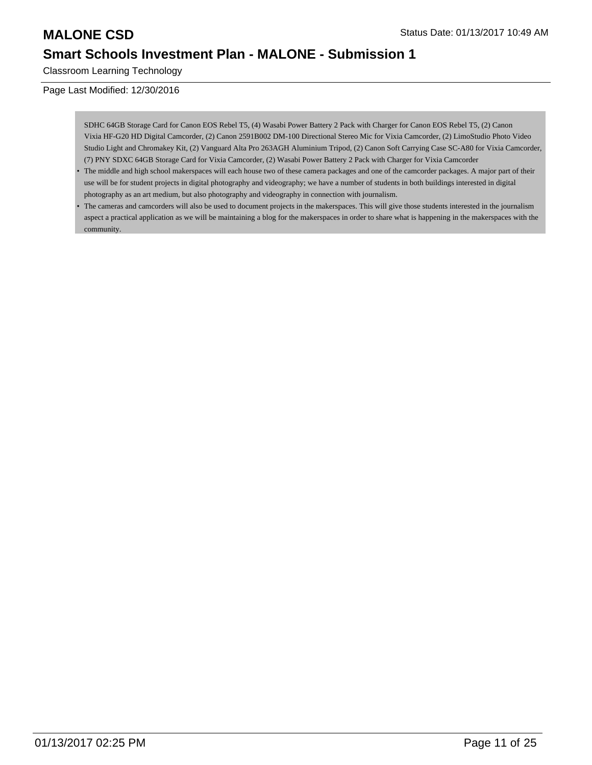SDHC 64GB Storage Card for Canon EOS Rebel T5, (4) Wasabi Power Battery 2 Pack with Charger for Canon EOS Rebel T5, (2) Canon Vixia HF-G20 HD Digital Camcorder, (2) Canon 2591B002 DM-100 Directional Stereo Mic for Vixia Camcorder, (2) LimoStudio Photo Video Studio Light and Chromakey Kit, (2) Vanguard Alta Pro 263AGH Aluminium Tripod, (2) Canon Soft Carrying Case SC-A80 for Vixia Camcorder, (7) PNY SDXC 64GB Storage Card for Vixia Camcorder, (2) Wasabi Power Battery 2 Pack with Charger for Vixia Camcorder

- The middle and high school makerspaces will each house two of these camera packages and one of the camcorder packages. A major part of their use will be for student projects in digital photography and videography; we have a number of students in both buildings interested in digital photography as an art medium, but also photography and videography in connection with journalism.
- The cameras and camcorders will also be used to document projects in the makerspaces. This will give those students interested in the journalism aspect a practical application as we will be maintaining a blog for the makerspaces in order to share what is happening in the makerspaces with the community.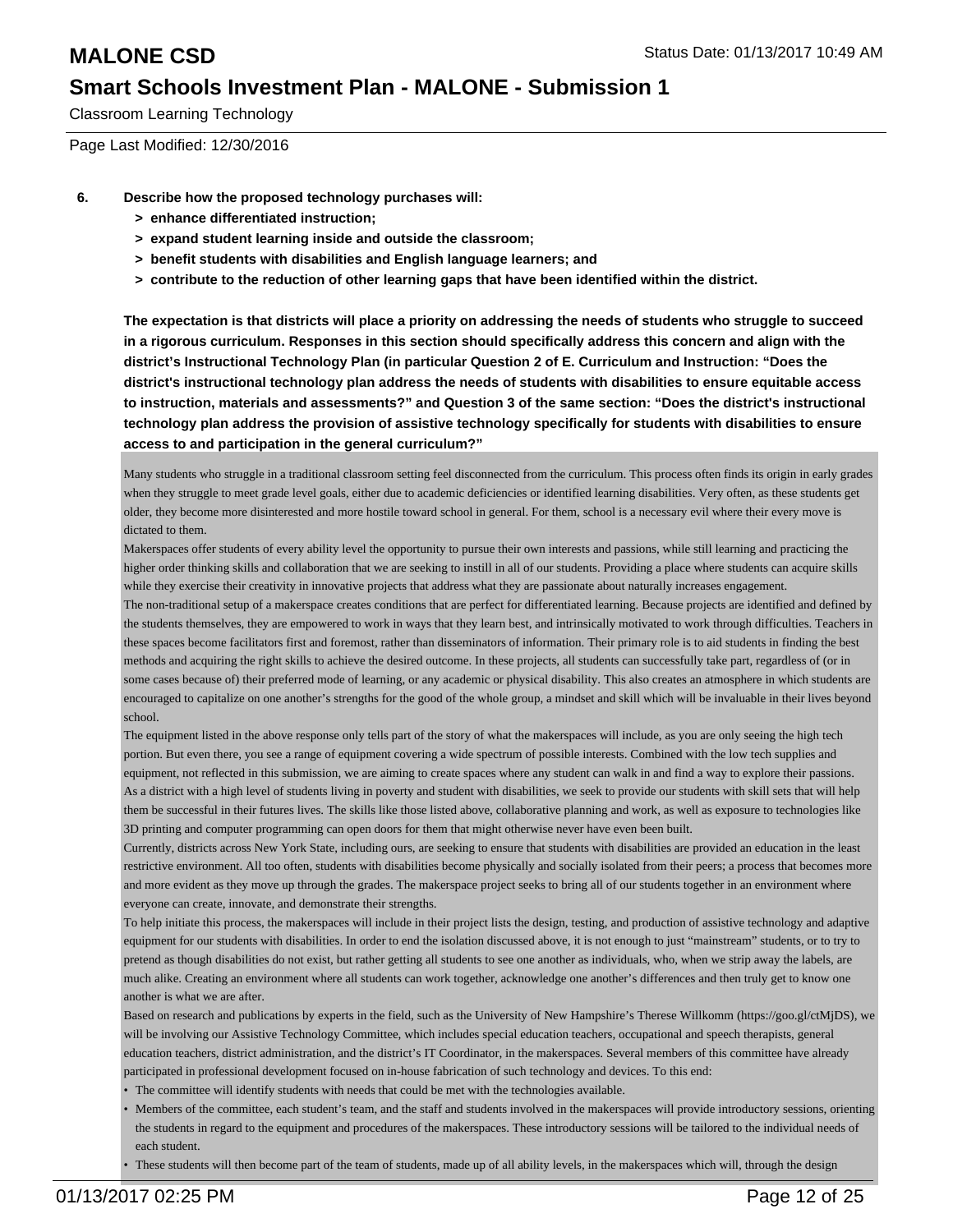# MALONE CSD

Status Date: 01/13/2017 10:49 AM

## Smart Schools Investment Plan - MALONE - Submission 1

Classroom Learning Technology

Page Last Modified: 12/30/2016

**6. Describe how the proposed technology purchases will:**
- **> enhance differentiated instruction;**
- **> expand student learning inside and outside the classroom;**
- **> benefit students with disabilities and English language learners; and**
- **> contribute to the reduction of other learning gaps that have been identified within the district.**

**The expectation is that districts will place a priority on addressing the needs of students who struggle to succeed in a rigorous curriculum. Responses in this section should specifically address this concern and align with the district's Instructional Technology Plan (in particular Question 2 of E. Curriculum and Instruction: "Does the district's instructional technology plan address the needs of students with disabilities to ensure equitable access to instruction, materials and assessments?" and Question 3 of the same section: "Does the district's instructional technology plan address the provision of assistive technology specifically for students with disabilities to ensure access to and participation in the general curriculum?"**

Many students who struggle in a traditional classroom setting feel disconnected from the curriculum. This process often finds its origin in early grades when they struggle to meet grade level goals, either due to academic deficiencies or identified learning disabilities. Very often, as these students get older, they become more disinterested and more hostile toward school in general. For them, school is a necessary evil where their every move is dictated to them.

Makerspaces offer students of every ability level the opportunity to pursue their own interests and passions, while still learning and practicing the higher order thinking skills and collaboration that we are seeking to instill in all of our students. Providing a place where students can acquire skills while they exercise their creativity in innovative projects that address what they are passionate about naturally increases engagement.

The non-traditional setup of a makerspace creates conditions that are perfect for differentiated learning. Because projects are identified and defined by the students themselves, they are empowered to work in ways that they learn best, and intrinsically motivated to work through difficulties. Teachers in these spaces become facilitators first and foremost, rather than disseminators of information. Their primary role is to aid students in finding the best methods and acquiring the right skills to achieve the desired outcome. In these projects, all students can successfully take part, regardless of (or in some cases because of) their preferred mode of learning, or any academic or physical disability. This also creates an atmosphere in which students are encouraged to capitalize on one another's strengths for the good of the whole group, a mindset and skill which will be invaluable in their lives beyond school.

The equipment listed in the above response only tells part of the story of what the makerspaces will include, as you are only seeing the high tech portion. But even there, you see a range of equipment covering a wide spectrum of possible interests. Combined with the low tech supplies and equipment, not reflected in this submission, we are aiming to create spaces where any student can walk in and find a way to explore their passions.

As a district with a high level of students living in poverty and student with disabilities, we seek to provide our students with skill sets that will help them be successful in their futures lives. The skills like those listed above, collaborative planning and work, as well as exposure to technologies like 3D printing and computer programming can open doors for them that might otherwise never have even been built.

Currently, districts across New York State, including ours, are seeking to ensure that students with disabilities are provided an education in the least restrictive environment. All too often, students with disabilities become physically and socially isolated from their peers; a process that becomes more and more evident as they move up through the grades. The makerspace project seeks to bring all of our students together in an environment where everyone can create, innovate, and demonstrate their strengths.

To help initiate this process, the makerspaces will include in their project lists the design, testing, and production of assistive technology and adaptive equipment for our students with disabilities. In order to end the isolation discussed above, it is not enough to just "mainstream" students, or to try to pretend as though disabilities do not exist, but rather getting all students to see one another as individuals, who, when we strip away the labels, are much alike. Creating an environment where all students can work together, acknowledge one another's differences and then truly get to know one another is what we are after.

Based on research and publications by experts in the field, such as the University of New Hampshire's Therese Willkomm (https://goo.gl/ctMjDS), we will be involving our Assistive Technology Committee, which includes special education teachers, occupational and speech therapists, general education teachers, district administration, and the district's IT Coordinator, in the makerspaces. Several members of this committee have already participated in professional development focused on in-house fabrication of such technology and devices. To this end:

- The committee will identify students with needs that could be met with the technologies available.
- Members of the committee, each student's team, and the staff and students involved in the makerspaces will provide introductory sessions, orienting the students in regard to the equipment and procedures of the makerspaces. These introductory sessions will be tailored to the individual needs of each student.
- These students will then become part of the team of students, made up of all ability levels, in the makerspaces which will, through the design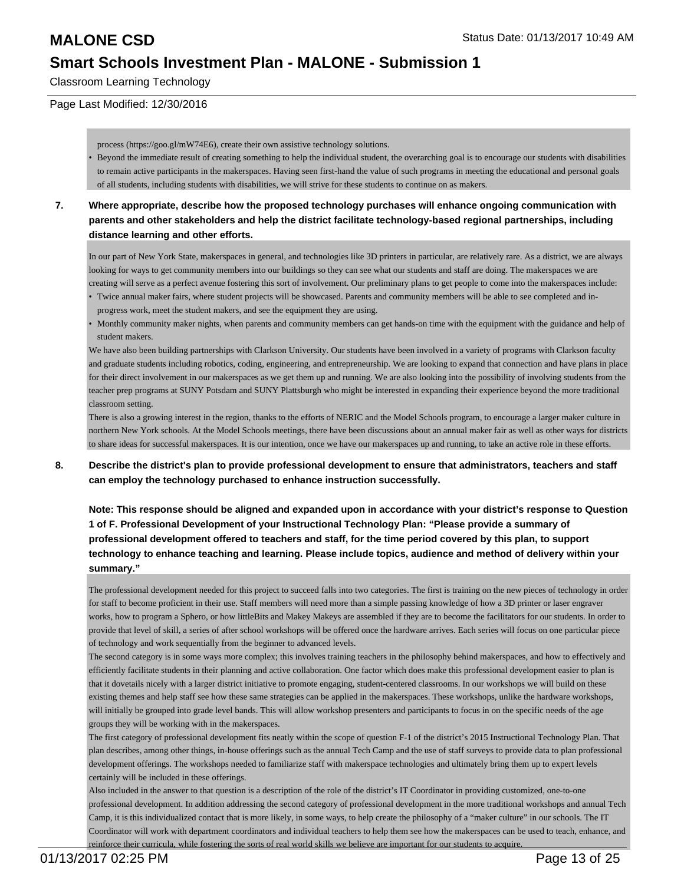process (https://goo.gl/mW74E6), create their own assistive technology solutions.

- Beyond the immediate result of creating something to help the individual student, the overarching goal is to encourage our students with disabilities to remain active participants in the makerspaces. Having seen first-hand the value of such programs in meeting the educational and personal goals of all students, including students with disabilities, we will strive for these students to continue on as makers.

**7. Where appropriate, describe how the proposed technology purchases will enhance ongoing communication with parents and other stakeholders and help the district facilitate technology-based regional partnerships, including distance learning and other efforts.**

In our part of New York State, makerspaces in general, and technologies like 3D printers in particular, are relatively rare. As a district, we are always looking for ways to get community members into our buildings so they can see what our students and staff are doing. The makerspaces we are creating will serve as a perfect avenue fostering this sort of involvement. Our preliminary plans to get people to come into the makerspaces include:

- Twice annual maker fairs, where student projects will be showcased. Parents and community members will be able to see completed and in-progress work, meet the student makers, and see the equipment they are using.
- Monthly community maker nights, when parents and community members can get hands-on time with the equipment with the guidance and help of student makers.

We have also been building partnerships with Clarkson University. Our students have been involved in a variety of programs with Clarkson faculty and graduate students including robotics, coding, engineering, and entrepreneurship. We are looking to expand that connection and have plans in place for their direct involvement in our makerspaces as we get them up and running. We are also looking into the possibility of involving students from the teacher prep programs at SUNY Potsdam and SUNY Plattsburgh who might be interested in expanding their experience beyond the more traditional classroom setting.

There is also a growing interest in the region, thanks to the efforts of NERIC and the Model Schools program, to encourage a larger maker culture in northern New York schools. At the Model Schools meetings, there have been discussions about an annual maker fair as well as other ways for districts to share ideas for successful makerspaces. It is our intention, once we have our makerspaces up and running, to take an active role in these efforts.

**8. Describe the district's plan to provide professional development to ensure that administrators, teachers and staff can employ the technology purchased to enhance instruction successfully.**

**Note: This response should be aligned and expanded upon in accordance with your district's response to Question 1 of F. Professional Development of your Instructional Technology Plan: "Please provide a summary of professional development offered to teachers and staff, for the time period covered by this plan, to support technology to enhance teaching and learning. Please include topics, audience and method of delivery within your summary."**

The professional development needed for this project to succeed falls into two categories. The first is training on the new pieces of technology in order for staff to become proficient in their use. Staff members will need more than a simple passing knowledge of how a 3D printer or laser engraver works, how to program a Sphero, or how littleBits and Makey Makeys are assembled if they are to become the facilitators for our students. In order to provide that level of skill, a series of after school workshops will be offered once the hardware arrives. Each series will focus on one particular piece of technology and work sequentially from the beginner to advanced levels.

The second category is in some ways more complex; this involves training teachers in the philosophy behind makerspaces, and how to effectively and efficiently facilitate students in their planning and active collaboration. One factor which does make this professional development easier to plan is that it dovetails nicely with a larger district initiative to promote engaging, student-centered classrooms. In our workshops we will build on these existing themes and help staff see how these same strategies can be applied in the makerspaces. These workshops, unlike the hardware workshops, will initially be grouped into grade level bands. This will allow workshop presenters and participants to focus in on the specific needs of the age groups they will be working with in the makerspaces.

The first category of professional development fits neatly within the scope of question F-1 of the district's 2015 Instructional Technology Plan. That plan describes, among other things, in-house offerings such as the annual Tech Camp and the use of staff surveys to provide data to plan professional development offerings. The workshops needed to familiarize staff with makerspace technologies and ultimately bring them up to expert levels certainly will be included in these offerings.

Also included in the answer to that question is a description of the role of the district's IT Coordinator in providing customized, one-to-one professional development. In addition addressing the second category of professional development in the more traditional workshops and annual Tech Camp, it is this individualized contact that is more likely, in some ways, to help create the philosophy of a "maker culture" in our schools. The IT Coordinator will work with department coordinators and individual teachers to help them see how the makerspaces can be used to teach, enhance, and reinforce their curricula, while fostering the sorts of real world skills we believe are important for our students to acquire.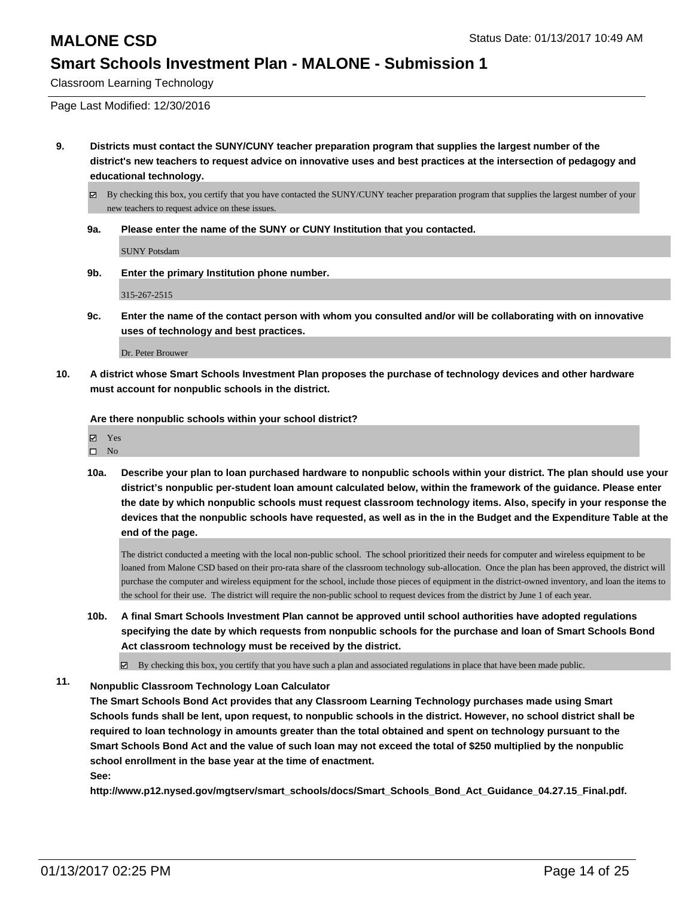**9. Districts must contact the SUNY/CUNY teacher preparation program that supplies the largest number of the district's new teachers to request advice on innovative uses and best practices at the intersection of pedagogy and educational technology.**

- [x] By checking this box, you certify that you have contacted the SUNY/CUNY teacher preparation program that supplies the largest number of your new teachers to request advice on these issues.

**9a. Please enter the name of the SUNY or CUNY Institution that you contacted.**

SUNY Potsdam

**9b. Enter the primary Institution phone number.**

315-267-2515

**9c. Enter the name of the contact person with whom you consulted and/or will be collaborating with on innovative uses of technology and best practices.**

Dr. Peter Brouwer

**10. A district whose Smart Schools Investment Plan proposes the purchase of technology devices and other hardware must account for nonpublic schools in the district.**

**Are there nonpublic schools within your school district?**

- [x] Yes
- [ ] No

**10a. Describe your plan to loan purchased hardware to nonpublic schools within your district. The plan should use your district's nonpublic per-student loan amount calculated below, within the framework of the guidance. Please enter the date by which nonpublic schools must request classroom technology items. Also, specify in your response the devices that the nonpublic schools have requested, as well as in the in the Budget and the Expenditure Table at the end of the page.**

The district conducted a meeting with the local non-public school. The school prioritized their needs for computer and wireless equipment to be loaned from Malone CSD based on their pro-rata share of the classroom technology sub-allocation. Once the plan has been approved, the district will purchase the computer and wireless equipment for the school, include those pieces of equipment in the district-owned inventory, and loan the items to the school for their use. The district will require the non-public school to request devices from the district by June 1 of each year.

**10b. A final Smart Schools Investment Plan cannot be approved until school authorities have adopted regulations specifying the date by which requests from nonpublic schools for the purchase and loan of Smart Schools Bond Act classroom technology must be received by the district.**

- [x] By checking this box, you certify that you have such a plan and associated regulations in place that have been made public.

**11. Nonpublic Classroom Technology Loan Calculator**

**The Smart Schools Bond Act provides that any Classroom Learning Technology purchases made using Smart Schools funds shall be lent, upon request, to nonpublic schools in the district. However, no school district shall be required to loan technology in amounts greater than the total obtained and spent on technology pursuant to the Smart Schools Bond Act and the value of such loan may not exceed the total of $250 multiplied by the nonpublic school enrollment in the base year at the time of enactment.**

**See:**

**http://www.p12.nysed.gov/mgtserv/smart_schools/docs/Smart_Schools_Bond_Act_Guidance_04.27.15_Final.pdf.**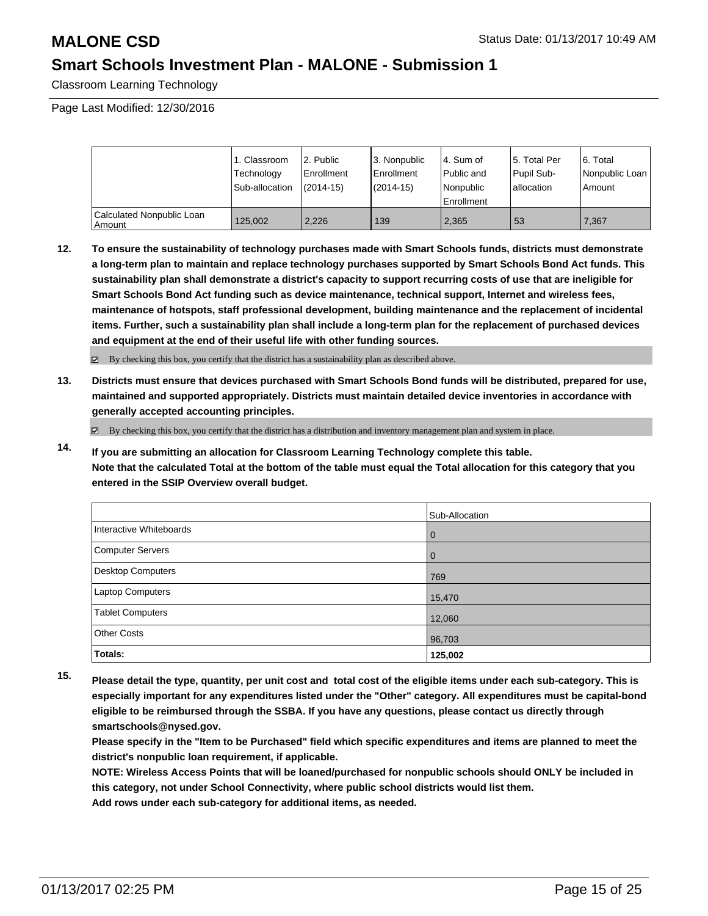# MALONE CSD

Status Date: 01/13/2017 10:49 AM

## Smart Schools Investment Plan - MALONE - Submission 1

Classroom Learning Technology

Page Last Modified: 12/30/2016

| | 1. Classroom Technology Sub-allocation | 2. Public Enrollment (2014-15) | 3. Nonpublic Enrollment (2014-15) | 4. Sum of Public and Nonpublic Enrollment | 5. Total Per Pupil Sub-allocation | 6. Total Nonpublic Loan Amount |
|---|---|---|---|---|---|---|
| Calculated Nonpublic Loan Amount | 125,002 | 2,226 | 139 | 2,365 | 53 | 7,367 |

**12. To ensure the sustainability of technology purchases made with Smart Schools funds, districts must demonstrate a long-term plan to maintain and replace technology purchases supported by Smart Schools Bond Act funds. This sustainability plan shall demonstrate a district's capacity to support recurring costs of use that are ineligible for Smart Schools Bond Act funding such as device maintenance, technical support, Internet and wireless fees, maintenance of hotspots, staff professional development, building maintenance and the replacement of incidental items. Further, such a sustainability plan shall include a long-term plan for the replacement of purchased devices and equipment at the end of their useful life with other funding sources.**

☑ By checking this box, you certify that the district has a sustainability plan as described above.

**13. Districts must ensure that devices purchased with Smart Schools Bond funds will be distributed, prepared for use, maintained and supported appropriately. Districts must maintain detailed device inventories in accordance with generally accepted accounting principles.**

☑ By checking this box, you certify that the district has a distribution and inventory management plan and system in place.

**14. If you are submitting an allocation for Classroom Learning Technology complete this table. Note that the calculated Total at the bottom of the table must equal the Total allocation for this category that you entered in the SSIP Overview overall budget.**

| | Sub-Allocation |
|---|---|
| Interactive Whiteboards | 0 |
| Computer Servers | 0 |
| Desktop Computers | 769 |
| Laptop Computers | 15,470 |
| Tablet Computers | 12,060 |
| Other Costs | 96,703 |
| **Totals:** | **125,002** |

**15. Please detail the type, quantity, per unit cost and total cost of the eligible items under each sub-category. This is especially important for any expenditures listed under the "Other" category. All expenditures must be capital-bond eligible to be reimbursed through the SSBA. If you have any questions, please contact us directly through smartschools@nysed.gov.**

**Please specify in the "Item to be Purchased" field which specific expenditures and items are planned to meet the district's nonpublic loan requirement, if applicable.**

**NOTE: Wireless Access Points that will be loaned/purchased for nonpublic schools should ONLY be included in this category, not under School Connectivity, where public school districts would list them.**

**Add rows under each sub-category for additional items, as needed.**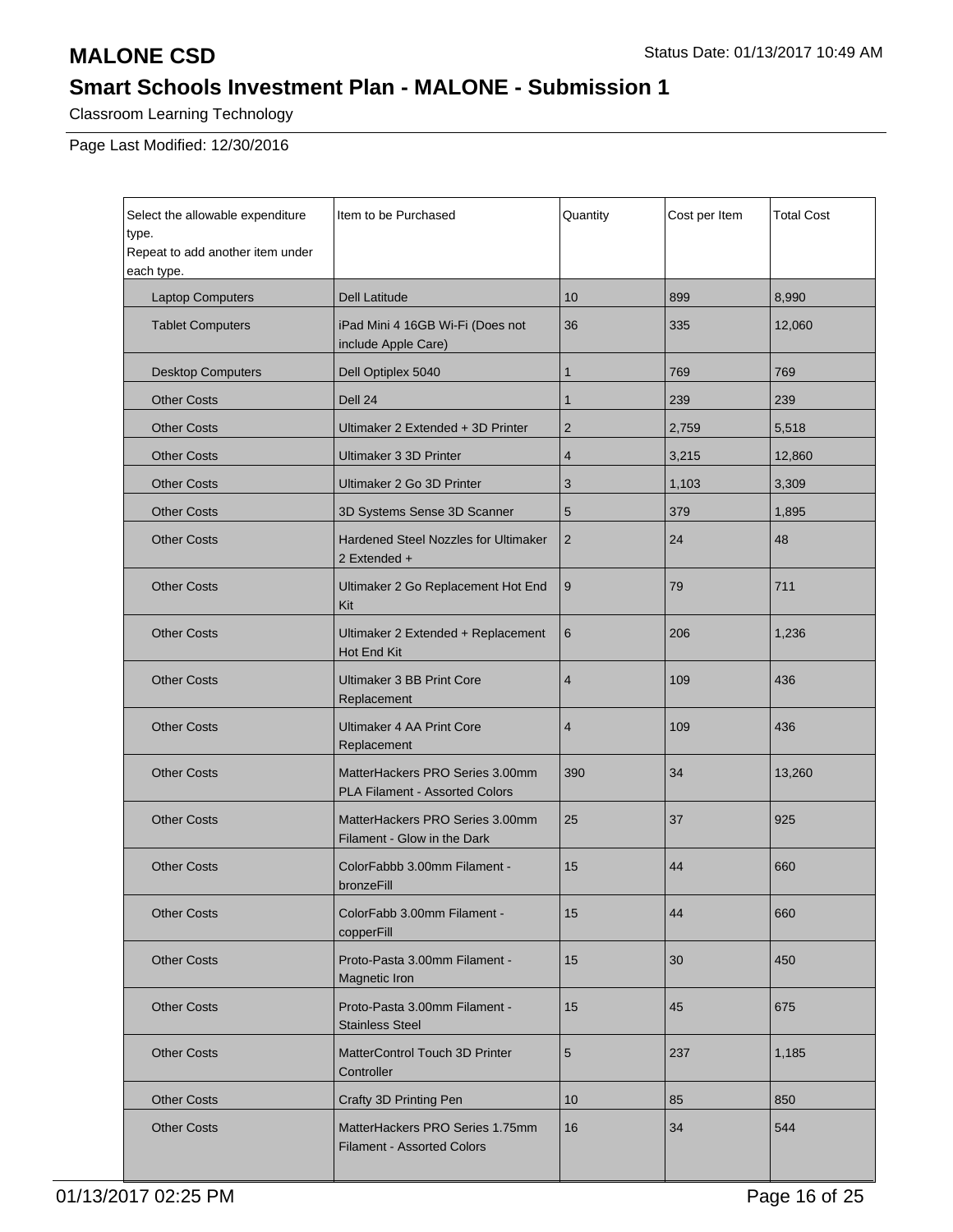# MALONE CSD

Status Date: 01/13/2017 10:49 AM

## Smart Schools Investment Plan - MALONE - Submission 1

Classroom Learning Technology

Page Last Modified: 12/30/2016

| Select the allowable expenditure type. Repeat to add another item under each type. | Item to be Purchased | Quantity | Cost per Item | Total Cost |
|---|---|---|---|---|
| Laptop Computers | Dell Latitude | 10 | 899 | 8,990 |
| Tablet Computers | iPad Mini 4 16GB Wi-Fi (Does not include Apple Care) | 36 | 335 | 12,060 |
| Desktop Computers | Dell Optiplex 5040 | 1 | 769 | 769 |
| Other Costs | Dell 24 | 1 | 239 | 239 |
| Other Costs | Ultimaker 2 Extended + 3D Printer | 2 | 2,759 | 5,518 |
| Other Costs | Ultimaker 3 3D Printer | 4 | 3,215 | 12,860 |
| Other Costs | Ultimaker 2 Go 3D Printer | 3 | 1,103 | 3,309 |
| Other Costs | 3D Systems Sense 3D Scanner | 5 | 379 | 1,895 |
| Other Costs | Hardened Steel Nozzles for Ultimaker 2 Extended + | 2 | 24 | 48 |
| Other Costs | Ultimaker 2 Go Replacement Hot End Kit | 9 | 79 | 711 |
| Other Costs | Ultimaker 2 Extended + Replacement Hot End Kit | 6 | 206 | 1,236 |
| Other Costs | Ultimaker 3 BB Print Core Replacement | 4 | 109 | 436 |
| Other Costs | Ultimaker 4 AA Print Core Replacement | 4 | 109 | 436 |
| Other Costs | MatterHackers PRO Series 3.00mm PLA Filament - Assorted Colors | 390 | 34 | 13,260 |
| Other Costs | MatterHackers PRO Series 3.00mm Filament - Glow in the Dark | 25 | 37 | 925 |
| Other Costs | ColorFabbb 3.00mm Filament - bronzeFill | 15 | 44 | 660 |
| Other Costs | ColorFabb 3.00mm Filament - copperFill | 15 | 44 | 660 |
| Other Costs | Proto-Pasta 3.00mm Filament - Magnetic Iron | 15 | 30 | 450 |
| Other Costs | Proto-Pasta 3.00mm Filament - Stainless Steel | 15 | 45 | 675 |
| Other Costs | MatterControl Touch 3D Printer Controller | 5 | 237 | 1,185 |
| Other Costs | Crafty 3D Printing Pen | 10 | 85 | 850 |
| Other Costs | MatterHackers PRO Series 1.75mm Filament - Assorted Colors | 16 | 34 | 544 |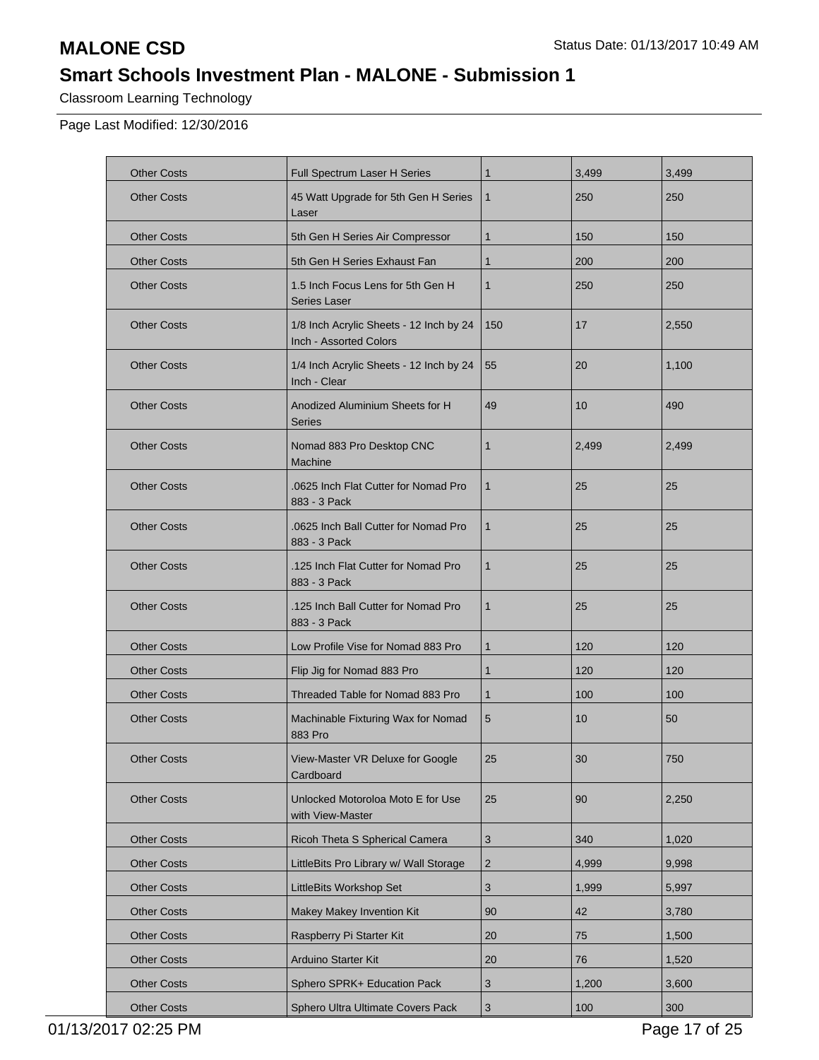# MALONE CSD

Status Date: 01/13/2017 10:49 AM

## Smart Schools Investment Plan - MALONE - Submission 1

Classroom Learning Technology

Page Last Modified: 12/30/2016

| | | | | |
|---|---|---|---|---|
| Other Costs | Full Spectrum Laser H Series | 1 | 3,499 | 3,499 |
| Other Costs | 45 Watt Upgrade for 5th Gen H Series Laser | 1 | 250 | 250 |
| Other Costs | 5th Gen H Series Air Compressor | 1 | 150 | 150 |
| Other Costs | 5th Gen H Series Exhaust Fan | 1 | 200 | 200 |
| Other Costs | 1.5 Inch Focus Lens for 5th Gen H Series Laser | 1 | 250 | 250 |
| Other Costs | 1/8 Inch Acrylic Sheets - 12 Inch by 24 Inch - Assorted Colors | 150 | 17 | 2,550 |
| Other Costs | 1/4 Inch Acrylic Sheets - 12 Inch by 24 Inch - Clear | 55 | 20 | 1,100 |
| Other Costs | Anodized Aluminium Sheets for H Series | 49 | 10 | 490 |
| Other Costs | Nomad 883 Pro Desktop CNC Machine | 1 | 2,499 | 2,499 |
| Other Costs | .0625 Inch Flat Cutter for Nomad Pro 883 - 3 Pack | 1 | 25 | 25 |
| Other Costs | .0625 Inch Ball Cutter for Nomad Pro 883 - 3 Pack | 1 | 25 | 25 |
| Other Costs | .125 Inch Flat Cutter for Nomad Pro 883 - 3 Pack | 1 | 25 | 25 |
| Other Costs | .125 Inch Ball Cutter for Nomad Pro 883 - 3 Pack | 1 | 25 | 25 |
| Other Costs | Low Profile Vise for Nomad 883 Pro | 1 | 120 | 120 |
| Other Costs | Flip Jig for Nomad 883 Pro | 1 | 120 | 120 |
| Other Costs | Threaded Table for Nomad 883 Pro | 1 | 100 | 100 |
| Other Costs | Machinable Fixturing Wax for Nomad 883 Pro | 5 | 10 | 50 |
| Other Costs | View-Master VR Deluxe for Google Cardboard | 25 | 30 | 750 |
| Other Costs | Unlocked Motoroloa Moto E for Use with View-Master | 25 | 90 | 2,250 |
| Other Costs | Ricoh Theta S Spherical Camera | 3 | 340 | 1,020 |
| Other Costs | LittleBits Pro Library w/ Wall Storage | 2 | 4,999 | 9,998 |
| Other Costs | LittleBits Workshop Set | 3 | 1,999 | 5,997 |
| Other Costs | Makey Makey Invention Kit | 90 | 42 | 3,780 |
| Other Costs | Raspberry Pi Starter Kit | 20 | 75 | 1,500 |
| Other Costs | Arduino Starter Kit | 20 | 76 | 1,520 |
| Other Costs | Sphero SPRK+ Education Pack | 3 | 1,200 | 3,600 |
| Other Costs | Sphero Ultra Ultimate Covers Pack | 3 | 100 | 300 |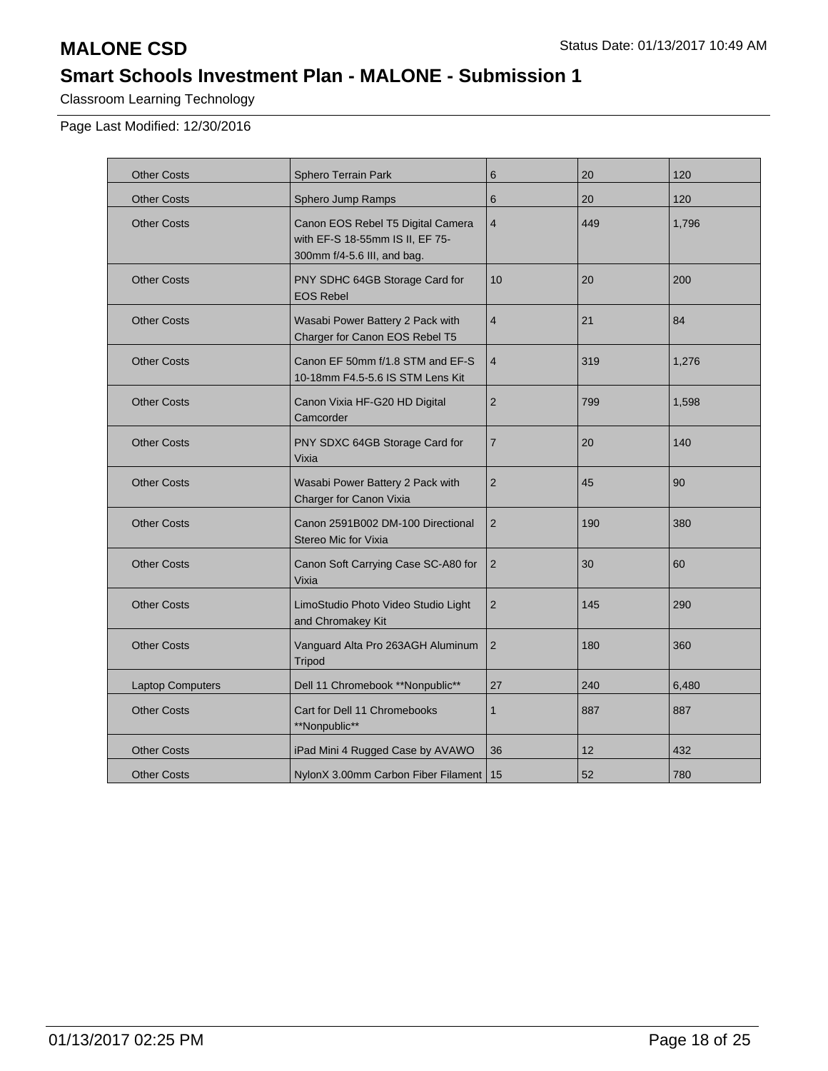# MALONE CSD

Status Date: 01/13/2017 10:49 AM

## Smart Schools Investment Plan - MALONE - Submission 1

Classroom Learning Technology

Page Last Modified: 12/30/2016

| | | | | |
|---|---|---|---|---|
| Other Costs | Sphero Terrain Park | 6 | 20 | 120 |
| Other Costs | Sphero Jump Ramps | 6 | 20 | 120 |
| Other Costs | Canon EOS Rebel T5 Digital Camera with EF-S 18-55mm IS II, EF 75-300mm f/4-5.6 III, and bag. | 4 | 449 | 1,796 |
| Other Costs | PNY SDHC 64GB Storage Card for EOS Rebel | 10 | 20 | 200 |
| Other Costs | Wasabi Power Battery 2 Pack with Charger for Canon EOS Rebel T5 | 4 | 21 | 84 |
| Other Costs | Canon EF 50mm f/1.8 STM and EF-S 10-18mm F4.5-5.6 IS STM Lens Kit | 4 | 319 | 1,276 |
| Other Costs | Canon Vixia HF-G20 HD Digital Camcorder | 2 | 799 | 1,598 |
| Other Costs | PNY SDXC 64GB Storage Card for Vixia | 7 | 20 | 140 |
| Other Costs | Wasabi Power Battery 2 Pack with Charger for Canon Vixia | 2 | 45 | 90 |
| Other Costs | Canon 2591B002 DM-100 Directional Stereo Mic for Vixia | 2 | 190 | 380 |
| Other Costs | Canon Soft Carrying Case SC-A80 for Vixia | 2 | 30 | 60 |
| Other Costs | LimoStudio Photo Video Studio Light and Chromakey Kit | 2 | 145 | 290 |
| Other Costs | Vanguard Alta Pro 263AGH Aluminum Tripod | 2 | 180 | 360 |
| Laptop Computers | Dell 11 Chromebook **Nonpublic** | 27 | 240 | 6,480 |
| Other Costs | Cart for Dell 11 Chromebooks **Nonpublic** | 1 | 887 | 887 |
| Other Costs | iPad Mini 4 Rugged Case by AVAWO | 36 | 12 | 432 |
| Other Costs | NylonX 3.00mm Carbon Fiber Filament | 15 | 52 | 780 |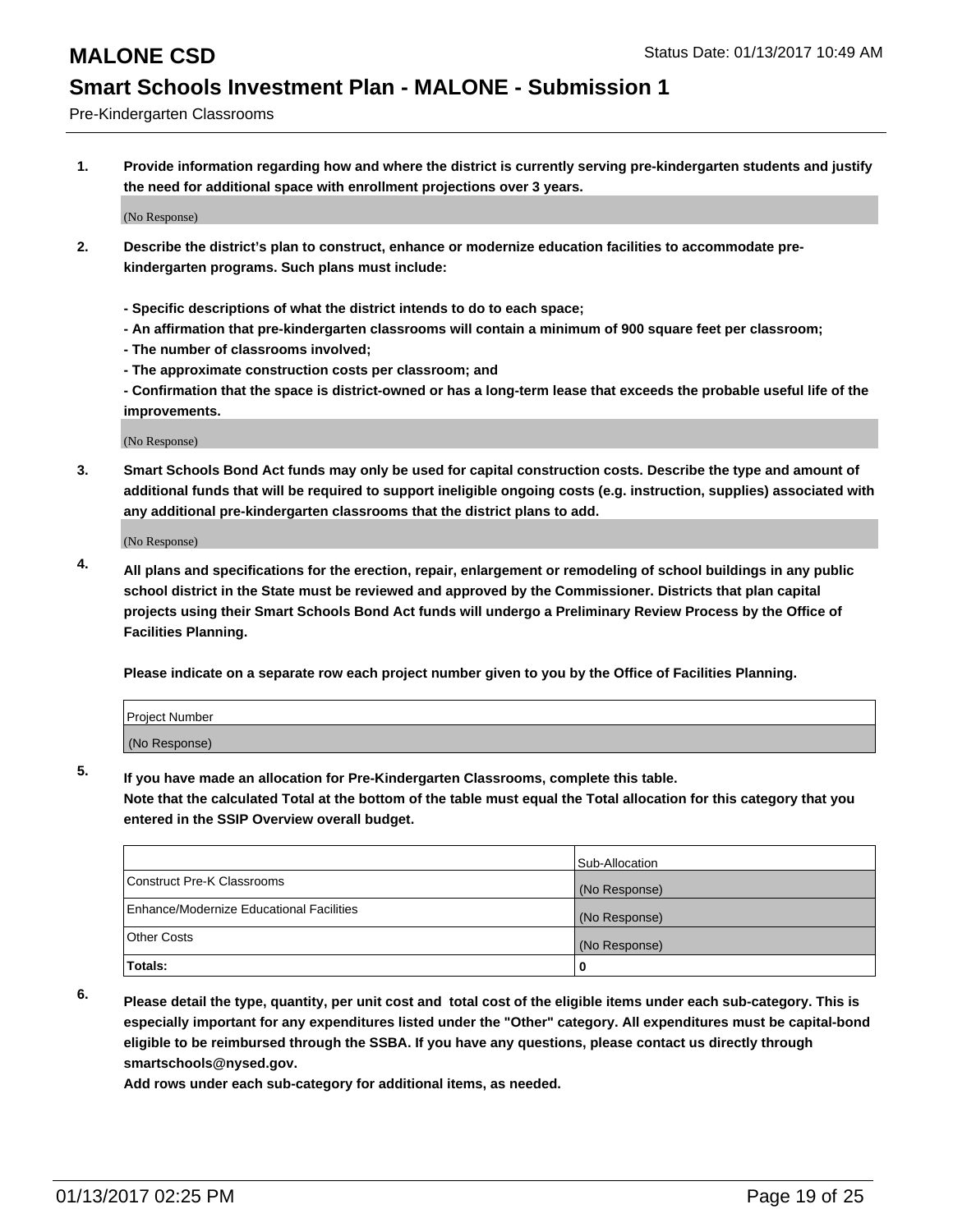# MALONE CSD

Status Date: 01/13/2017 10:49 AM

## Smart Schools Investment Plan - MALONE - Submission 1

Pre-Kindergarten Classrooms

**1. Provide information regarding how and where the district is currently serving pre-kindergarten students and justify the need for additional space with enrollment projections over 3 years.**

(No Response)

**2. Describe the district's plan to construct, enhance or modernize education facilities to accommodate pre-kindergarten programs. Such plans must include:**

**- Specific descriptions of what the district intends to do to each space;**
**- An affirmation that pre-kindergarten classrooms will contain a minimum of 900 square feet per classroom;**
**- The number of classrooms involved;**
**- The approximate construction costs per classroom; and**
**- Confirmation that the space is district-owned or has a long-term lease that exceeds the probable useful life of the improvements.**

(No Response)

**3. Smart Schools Bond Act funds may only be used for capital construction costs. Describe the type and amount of additional funds that will be required to support ineligible ongoing costs (e.g. instruction, supplies) associated with any additional pre-kindergarten classrooms that the district plans to add.**

(No Response)

**4. All plans and specifications for the erection, repair, enlargement or remodeling of school buildings in any public school district in the State must be reviewed and approved by the Commissioner. Districts that plan capital projects using their Smart Schools Bond Act funds will undergo a Preliminary Review Process by the Office of Facilities Planning.**

**Please indicate on a separate row each project number given to you by the Office of Facilities Planning.**

| Project Number |
|---|
| (No Response) |

**5. If you have made an allocation for Pre-Kindergarten Classrooms, complete this table.**
**Note that the calculated Total at the bottom of the table must equal the Total allocation for this category that you entered in the SSIP Overview overall budget.**

| | Sub-Allocation |
|---|---|
| Construct Pre-K Classrooms | (No Response) |
| Enhance/Modernize Educational Facilities | (No Response) |
| Other Costs | (No Response) |
| **Totals:** | **0** |

**6. Please detail the type, quantity, per unit cost and total cost of the eligible items under each sub-category. This is especially important for any expenditures listed under the "Other" category. All expenditures must be capital-bond eligible to be reimbursed through the SSBA. If you have any questions, please contact us directly through smartschools@nysed.gov.**

**Add rows under each sub-category for additional items, as needed.**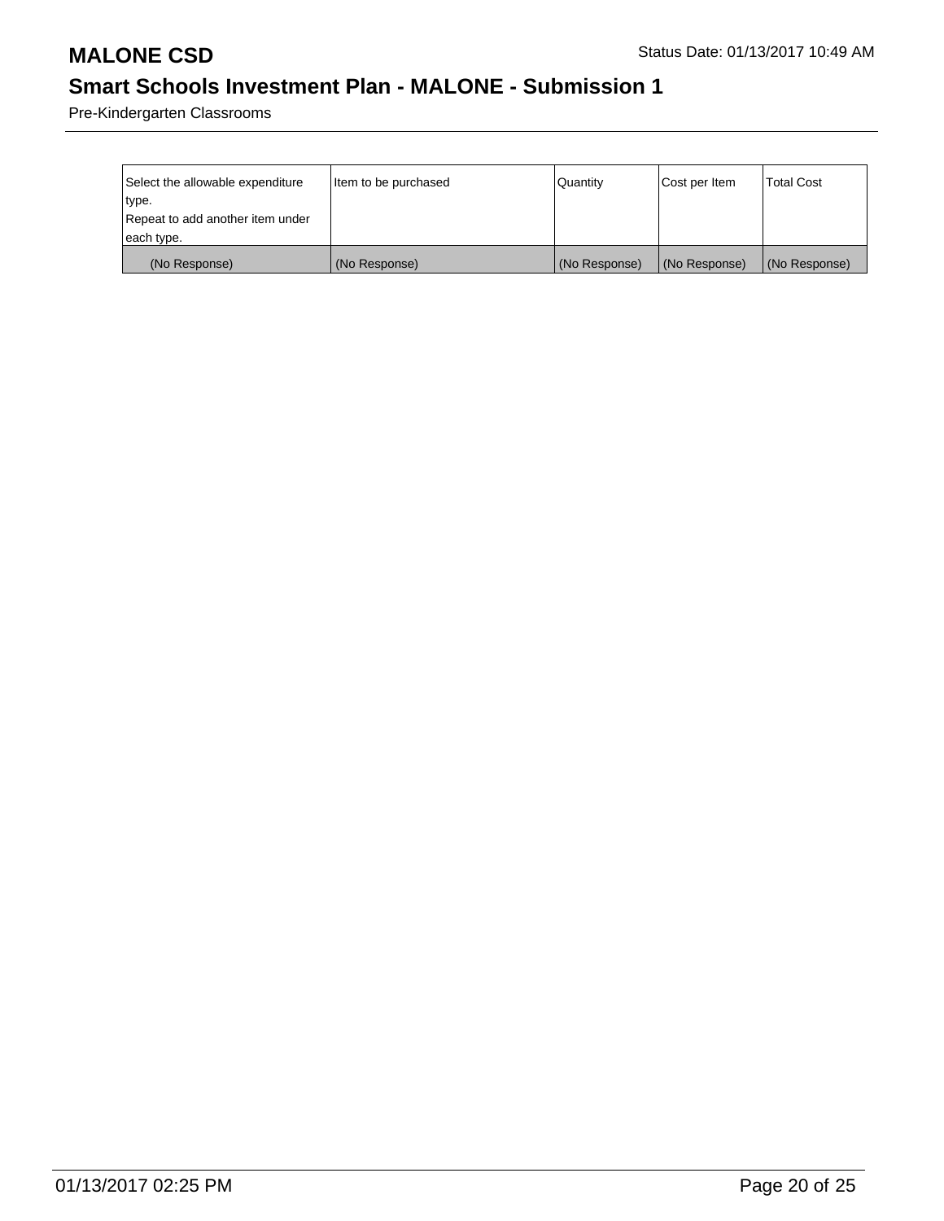# MALONE CSD

## Smart Schools Investment Plan - MALONE - Submission 1

Pre-Kindergarten Classrooms

| Select the allowable expenditure type. Repeat to add another item under each type. | Item to be purchased | Quantity | Cost per Item | Total Cost |
|---|---|---|---|---|
| (No Response) | (No Response) | (No Response) | (No Response) | (No Response) |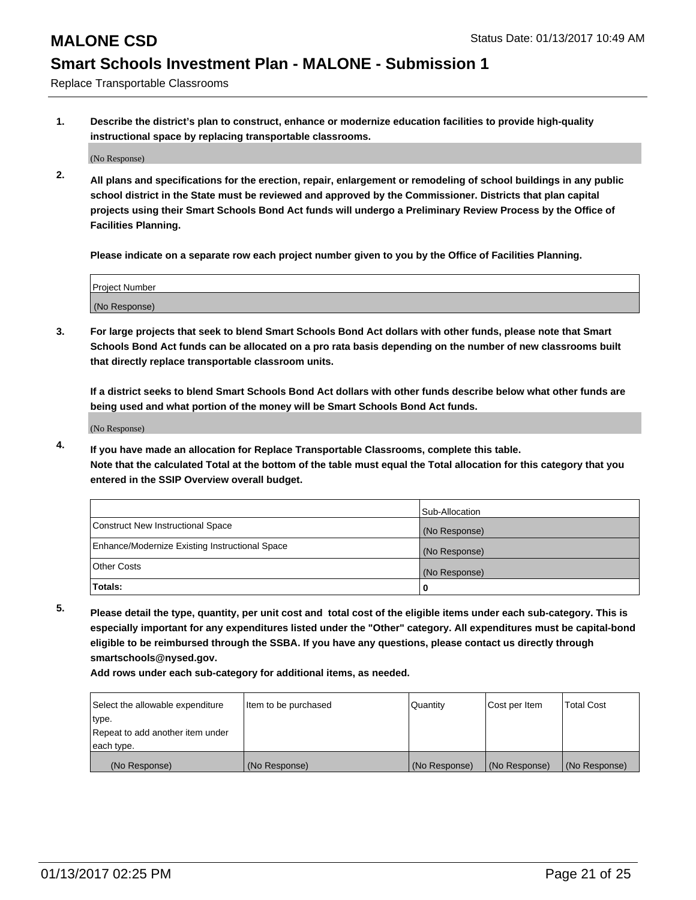# MALONE CSD

## Smart Schools Investment Plan - MALONE - Submission 1

Replace Transportable Classrooms

**1. Describe the district's plan to construct, enhance or modernize education facilities to provide high-quality instructional space by replacing transportable classrooms.**

(No Response)

**2. All plans and specifications for the erection, repair, enlargement or remodeling of school buildings in any public school district in the State must be reviewed and approved by the Commissioner. Districts that plan capital projects using their Smart Schools Bond Act funds will undergo a Preliminary Review Process by the Office of Facilities Planning.**

**Please indicate on a separate row each project number given to you by the Office of Facilities Planning.**

| Project Number |
|---|
| (No Response) |

**3. For large projects that seek to blend Smart Schools Bond Act dollars with other funds, please note that Smart Schools Bond Act funds can be allocated on a pro rata basis depending on the number of new classrooms built that directly replace transportable classroom units.**

**If a district seeks to blend Smart Schools Bond Act dollars with other funds describe below what other funds are being used and what portion of the money will be Smart Schools Bond Act funds.**

(No Response)

**4. If you have made an allocation for Replace Transportable Classrooms, complete this table. Note that the calculated Total at the bottom of the table must equal the Total allocation for this category that you entered in the SSIP Overview overall budget.**

| | Sub-Allocation |
|---|---|
| Construct New Instructional Space | (No Response) |
| Enhance/Modernize Existing Instructional Space | (No Response) |
| Other Costs | (No Response) |
| **Totals:** | **0** |

**5. Please detail the type, quantity, per unit cost and total cost of the eligible items under each sub-category. This is especially important for any expenditures listed under the "Other" category. All expenditures must be capital-bond eligible to be reimbursed through the SSBA. If you have any questions, please contact us directly through smartschools@nysed.gov.**

**Add rows under each sub-category for additional items, as needed.**

| Select the allowable expenditure type. Repeat to add another item under each type. | Item to be purchased | Quantity | Cost per Item | Total Cost |
|---|---|---|---|---|
| (No Response) | (No Response) | (No Response) | (No Response) | (No Response) |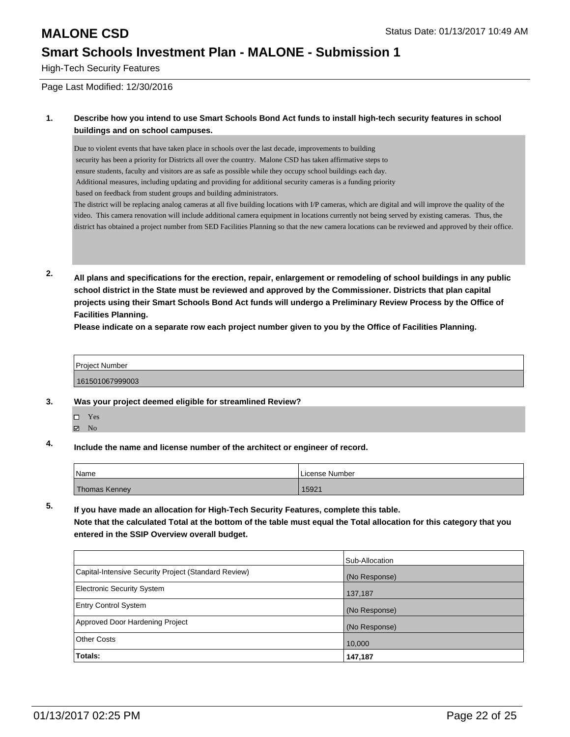# MALONE CSD

Status Date: 01/13/2017 10:49 AM

## Smart Schools Investment Plan - MALONE - Submission 1

High-Tech Security Features

Page Last Modified: 12/30/2016

**1. Describe how you intend to use Smart Schools Bond Act funds to install high-tech security features in school buildings and on school campuses.**

Due to violent events that have taken place in schools over the last decade, improvements to building security has been a priority for Districts all over the country. Malone CSD has taken affirmative steps to ensure students, faculty and visitors are as safe as possible while they occupy school buildings each day. Additional measures, including updating and providing for additional security cameras is a funding priority based on feedback from student groups and building administrators.

The district will be replacing analog cameras at all five building locations with I/P cameras, which are digital and will improve the quality of the video. This camera renovation will include additional camera equipment in locations currently not being served by existing cameras. Thus, the district has obtained a project number from SED Facilities Planning so that the new camera locations can be reviewed and approved by their office.

**2. All plans and specifications for the erection, repair, enlargement or remodeling of school buildings in any public school district in the State must be reviewed and approved by the Commissioner. Districts that plan capital projects using their Smart Schools Bond Act funds will undergo a Preliminary Review Process by the Office of Facilities Planning.**

**Please indicate on a separate row each project number given to you by the Office of Facilities Planning.**

| Project Number |
| --- |
| 161501067999003 |

**3. Was your project deemed eligible for streamlined Review?**

- ☐ Yes
- ☑ No

**4. Include the name and license number of the architect or engineer of record.**

| Name | License Number |
| --- | --- |
| Thomas Kenney | 15921 |

**5. If you have made an allocation for High-Tech Security Features, complete this table.**
**Note that the calculated Total at the bottom of the table must equal the Total allocation for this category that you entered in the SSIP Overview overall budget.**

| | Sub-Allocation |
| --- | --- |
| Capital-Intensive Security Project (Standard Review) | (No Response) |
| Electronic Security System | 137,187 |
| Entry Control System | (No Response) |
| Approved Door Hardening Project | (No Response) |
| Other Costs | 10,000 |
| **Totals:** | **147,187** |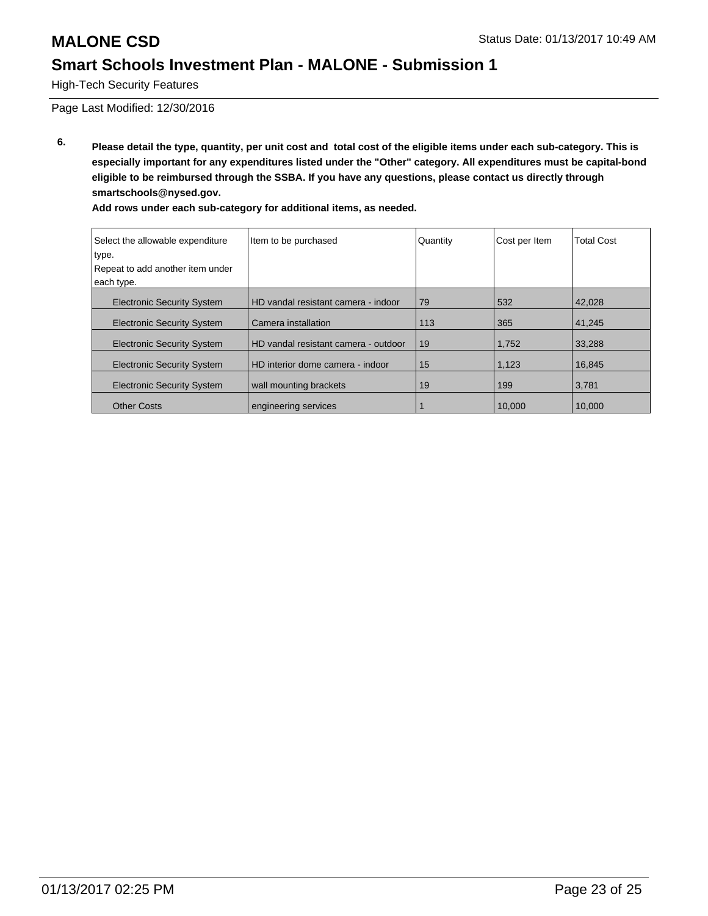# MALONE CSD

Status Date: 01/13/2017 10:49 AM

## Smart Schools Investment Plan - MALONE - Submission 1

High-Tech Security Features

Page Last Modified: 12/30/2016

**6.** **Please detail the type, quantity, per unit cost and total cost of the eligible items under each sub-category. This is especially important for any expenditures listed under the "Other" category. All expenditures must be capital-bond eligible to be reimbursed through the SSBA. If you have any questions, please contact us directly through smartschools@nysed.gov.**

**Add rows under each sub-category for additional items, as needed.**

| Select the allowable expenditure type. Repeat to add another item under each type. | Item to be purchased | Quantity | Cost per Item | Total Cost |
|---|---|---|---|---|
| Electronic Security System | HD vandal resistant camera - indoor | 79 | 532 | 42,028 |
| Electronic Security System | Camera installation | 113 | 365 | 41,245 |
| Electronic Security System | HD vandal resistant camera - outdoor | 19 | 1,752 | 33,288 |
| Electronic Security System | HD interior dome camera - indoor | 15 | 1,123 | 16,845 |
| Electronic Security System | wall mounting brackets | 19 | 199 | 3,781 |
| Other Costs | engineering services | 1 | 10,000 | 10,000 |